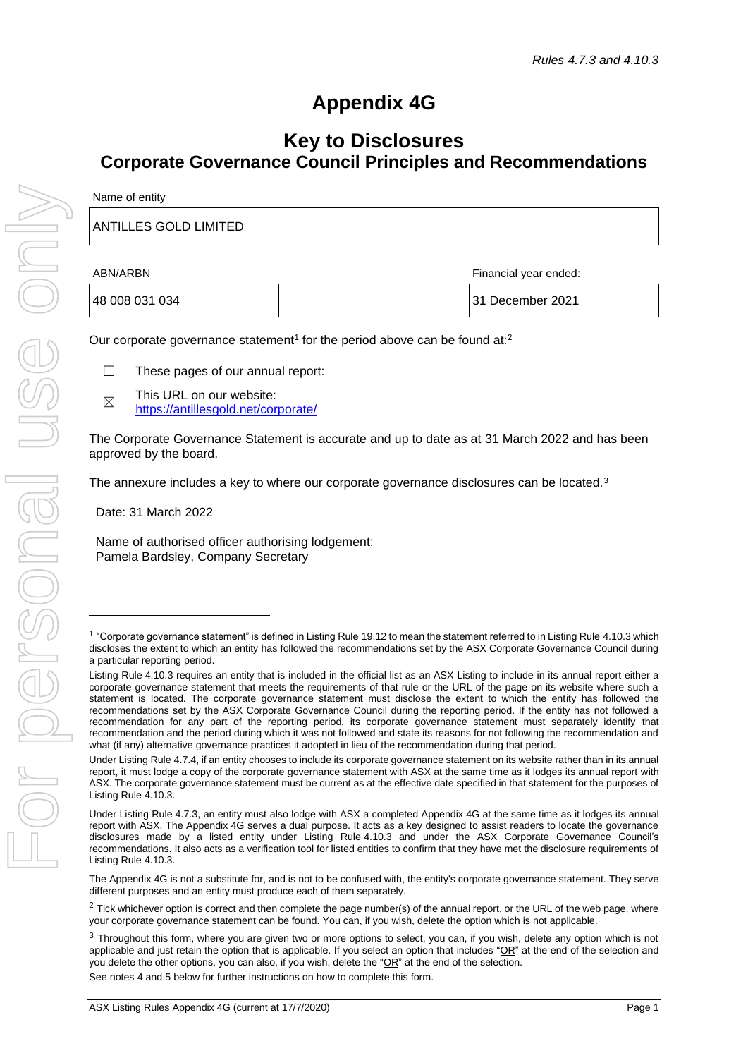*Rules 4.7.3 and 4.10.3*

# Appendix 4G

## Key to Disclosures
## Corporate Governance Council Principles and Recommendations

Name of entity

| ANTILLES GOLD LIMITED |
|---|

| ABN/ARBN | Financial year ended: |
|---|---|
| 48 008 031 034 | 31 December 2021 |

Our corporate governance statement[1] for the period above can be found at:[2]

☐ These pages of our annual report:

☒ This URL on our website: https://antillesgold.net/corporate/

The Corporate Governance Statement is accurate and up to date as at 31 March 2022 and has been approved by the board.

The annexure includes a key to where our corporate governance disclosures can be located.[3]

Date: 31 March 2022

Name of authorised officer authorising lodgement:
Pamela Bardsley, Company Secretary

---

[1] "Corporate governance statement" is defined in Listing Rule 19.12 to mean the statement referred to in Listing Rule 4.10.3 which discloses the extent to which an entity has followed the recommendations set by the ASX Corporate Governance Council during a particular reporting period.

Listing Rule 4.10.3 requires an entity that is included in the official list as an ASX Listing to include in its annual report either a corporate governance statement that meets the requirements of that rule or the URL of the page on its website where such a statement is located. The corporate governance statement must disclose the extent to which the entity has followed the recommendations set by the ASX Corporate Governance Council during the reporting period. If the entity has not followed a recommendation for any part of the reporting period, its corporate governance statement must separately identify that recommendation and the period during which it was not followed and state its reasons for not following the recommendation and what (if any) alternative governance practices it adopted in lieu of the recommendation during that period.

Under Listing Rule 4.7.4, if an entity chooses to include its corporate governance statement on its website rather than in its annual report, it must lodge a copy of the corporate governance statement with ASX at the same time as it lodges its annual report with ASX. The corporate governance statement must be current as at the effective date specified in that statement for the purposes of Listing Rule 4.10.3.

Under Listing Rule 4.7.3, an entity must also lodge with ASX a completed Appendix 4G at the same time as it lodges its annual report with ASX. The Appendix 4G serves a dual purpose. It acts as a key designed to assist readers to locate the governance disclosures made by a listed entity under Listing Rule 4.10.3 and under the ASX Corporate Governance Council's recommendations. It also acts as a verification tool for listed entities to confirm that they have met the disclosure requirements of Listing Rule 4.10.3.

The Appendix 4G is not a substitute for, and is not to be confused with, the entity's corporate governance statement. They serve different purposes and an entity must produce each of them separately.

[2] Tick whichever option is correct and then complete the page number(s) of the annual report, or the URL of the web page, where your corporate governance statement can be found. You can, if you wish, delete the option which is not applicable.

[3] Throughout this form, where you are given two or more options to select, you can, if you wish, delete any option which is not applicable and just retain the option that is applicable. If you select an option that includes "OR" at the end of the selection and you delete the other options, you can also, if you wish, delete the "OR" at the end of the selection.

See notes 4 and 5 below for further instructions on how to complete this form.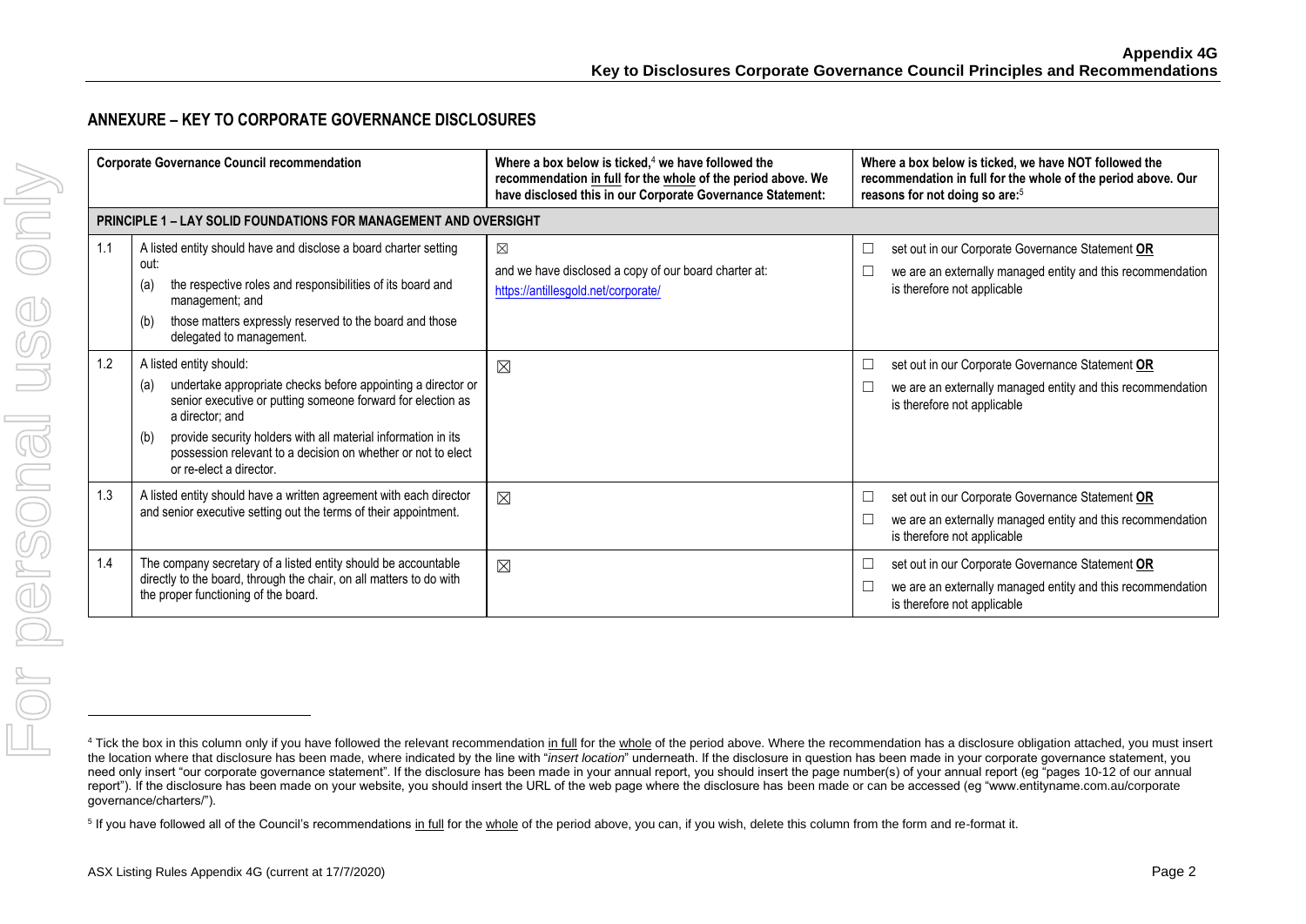## ANNEXURE – KEY TO CORPORATE GOVERNANCE DISCLOSURES

| Corporate Governance Council recommendation | | Where a box below is ticked,[4] we have followed the recommendation in full for the whole of the period above. We have disclosed this in our Corporate Governance Statement: | Where a box below is ticked, we have NOT followed the recommendation in full for the whole of the period above. Our reasons for not doing so are:[5] |
|---|---|---|---|
| **PRINCIPLE 1 – LAY SOLID FOUNDATIONS FOR MANAGEMENT AND OVERSIGHT** | | | |
| 1.1 | A listed entity should have and disclose a board charter setting out: (a) the respective roles and responsibilities of its board and management; and (b) those matters expressly reserved to the board and those delegated to management. | ☒ and we have disclosed a copy of our board charter at: https://antillesgold.net/corporate/ | ☐ set out in our Corporate Governance Statement **OR** ☐ we are an externally managed entity and this recommendation is therefore not applicable |
| 1.2 | A listed entity should: (a) undertake appropriate checks before appointing a director or senior executive or putting someone forward for election as a director; and (b) provide security holders with all material information in its possession relevant to a decision on whether or not to elect or re-elect a director. | ☒ | ☐ set out in our Corporate Governance Statement **OR** ☐ we are an externally managed entity and this recommendation is therefore not applicable |
| 1.3 | A listed entity should have a written agreement with each director and senior executive setting out the terms of their appointment. | ☒ | ☐ set out in our Corporate Governance Statement **OR** ☐ we are an externally managed entity and this recommendation is therefore not applicable |
| 1.4 | The company secretary of a listed entity should be accountable directly to the board, through the chair, on all matters to do with the proper functioning of the board. | ☒ | ☐ set out in our Corporate Governance Statement **OR** ☐ we are an externally managed entity and this recommendation is therefore not applicable |

[4] Tick the box in this column only if you have followed the relevant recommendation in full for the whole of the period above. Where the recommendation has a disclosure obligation attached, you must insert the location where that disclosure has been made, where indicated by the line with "*insert location*" underneath. If the disclosure in question has been made in your corporate governance statement, you need only insert "our corporate governance statement". If the disclosure has been made in your annual report, you should insert the page number(s) of your annual report (eg "pages 10-12 of our annual report"). If the disclosure has been made on your website, you should insert the URL of the web page where the disclosure has been made or can be accessed (eg "www.entityname.com.au/corporate governance/charters/").

[5] If you have followed all of the Council's recommendations in full for the whole of the period above, you can, if you wish, delete this column from the form and re-format it.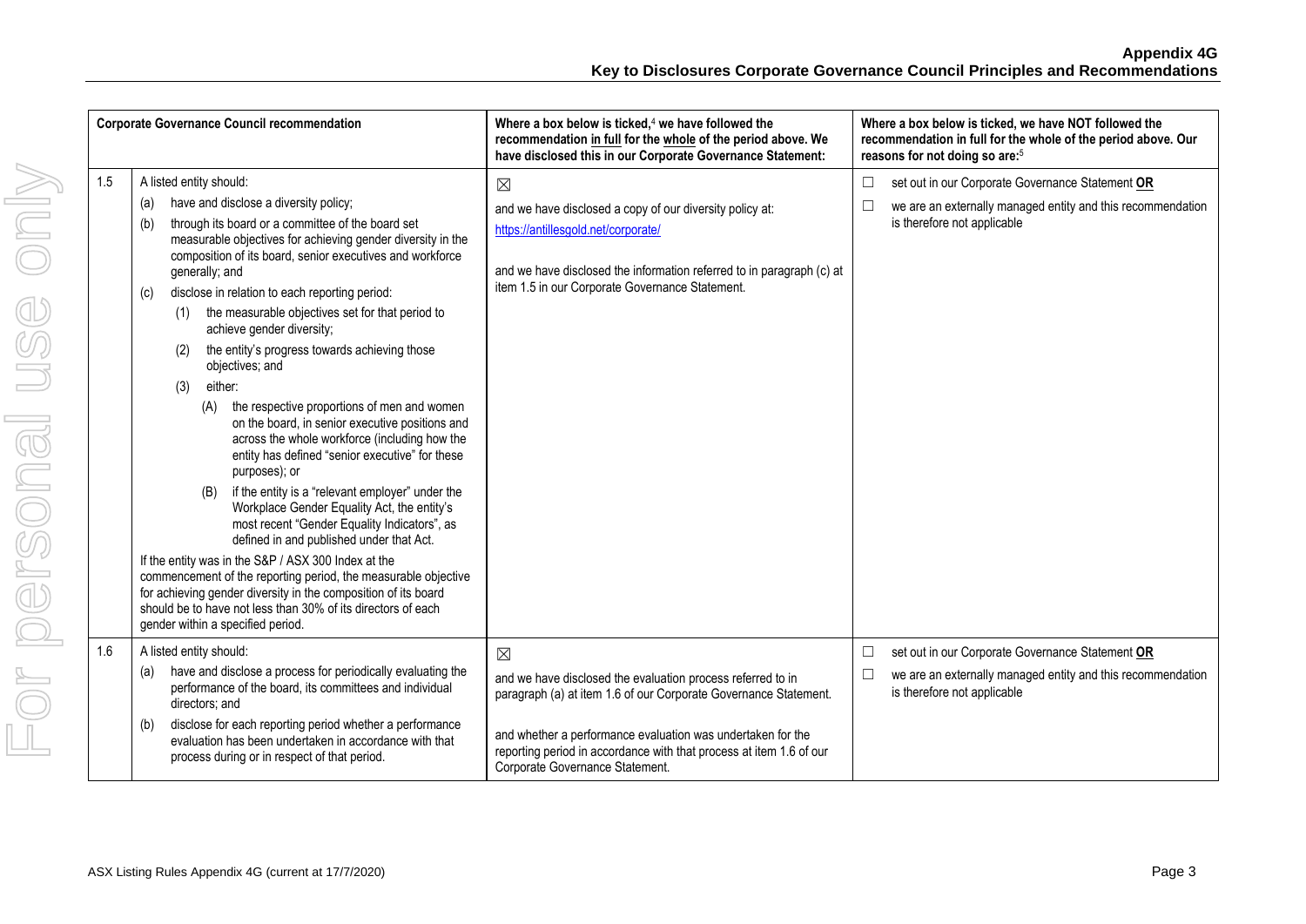| | Corporate Governance Council recommendation | Where a box below is ticked,[4] we have followed the recommendation in full for the whole of the period above. We have disclosed this in our Corporate Governance Statement: | Where a box below is ticked, we have NOT followed the recommendation in full for the whole of the period above. Our reasons for not doing so are:[5] |
|---|---|---|---|
| 1.5 | A listed entity should:<br>(a) have and disclose a diversity policy;<br>(b) through its board or a committee of the board set measurable objectives for achieving gender diversity in the composition of its board, senior executives and workforce generally; and<br>(c) disclose in relation to each reporting period:<br>(1) the measurable objectives set for that period to achieve gender diversity;<br>(2) the entity's progress towards achieving those objectives; and<br>(3) either:<br>(A) the respective proportions of men and women on the board, in senior executive positions and across the whole workforce (including how the entity has defined "senior executive" for these purposes); or<br>(B) if the entity is a "relevant employer" under the Workplace Gender Equality Act, the entity's most recent "Gender Equality Indicators", as defined in and published under that Act.<br>If the entity was in the S&P / ASX 300 Index at the commencement of the reporting period, the measurable objective for achieving gender diversity in the composition of its board should be to have not less than 30% of its directors of each gender within a specified period. | ☒<br>and we have disclosed a copy of our diversity policy at:<br>https://antillesgold.net/corporate/<br><br>and we have disclosed the information referred to in paragraph (c) at item 1.5 in our Corporate Governance Statement. | ☐ set out in our Corporate Governance Statement **OR**<br>☐ we are an externally managed entity and this recommendation is therefore not applicable |
| 1.6 | A listed entity should:<br>(a) have and disclose a process for periodically evaluating the performance of the board, its committees and individual directors; and<br>(b) disclose for each reporting period whether a performance evaluation has been undertaken in accordance with that process during or in respect of that period. | ☒<br>and we have disclosed the evaluation process referred to in paragraph (a) at item 1.6 of our Corporate Governance Statement.<br><br>and whether a performance evaluation was undertaken for the reporting period in accordance with that process at item 1.6 of our Corporate Governance Statement. | ☐ set out in our Corporate Governance Statement **OR**<br>☐ we are an externally managed entity and this recommendation is therefore not applicable |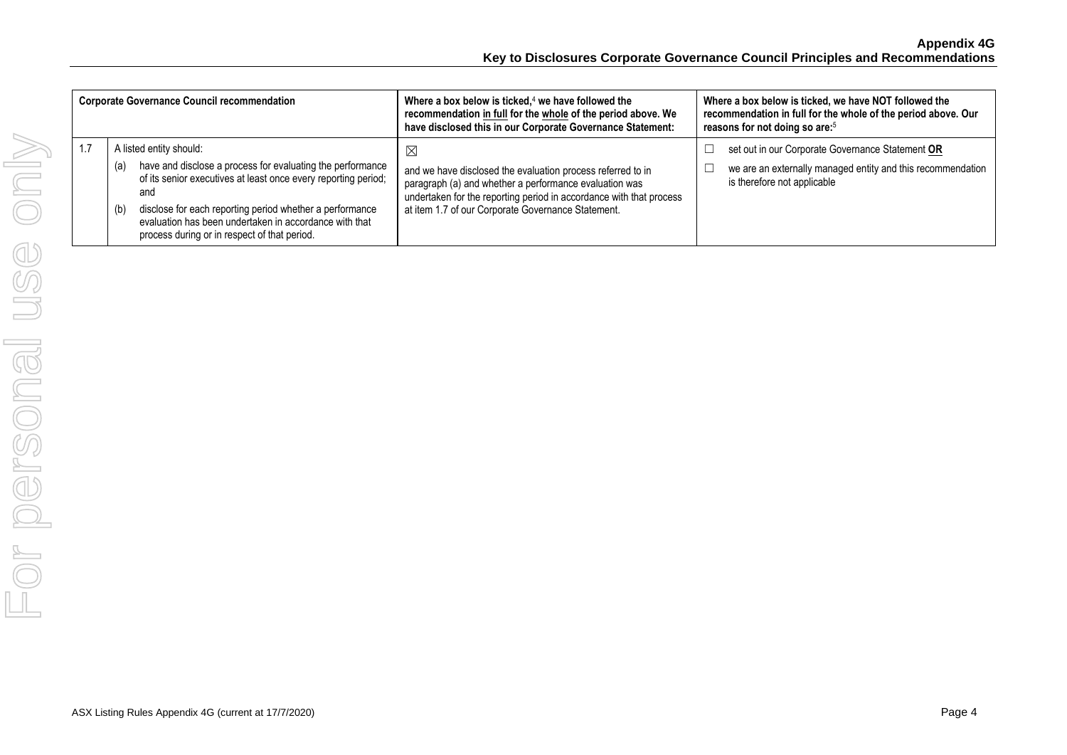| | Corporate Governance Council recommendation | Where a box below is ticked,[4] we have followed the recommendation in full for the whole of the period above. We have disclosed this in our Corporate Governance Statement: | Where a box below is ticked, we have NOT followed the recommendation in full for the whole of the period above. Our reasons for not doing so are:[5] |
|---|---|---|---|
| 1.7 | A listed entity should:<br>(a) have and disclose a process for evaluating the performance of its senior executives at least once every reporting period; and<br>(b) disclose for each reporting period whether a performance evaluation has been undertaken in accordance with that process during or in respect of that period. | ☒<br>and we have disclosed the evaluation process referred to in paragraph (a) and whether a performance evaluation was undertaken for the reporting period in accordance with that process at item 1.7 of our Corporate Governance Statement. | ☐ set out in our Corporate Governance Statement **OR**<br>☐ we are an externally managed entity and this recommendation is therefore not applicable |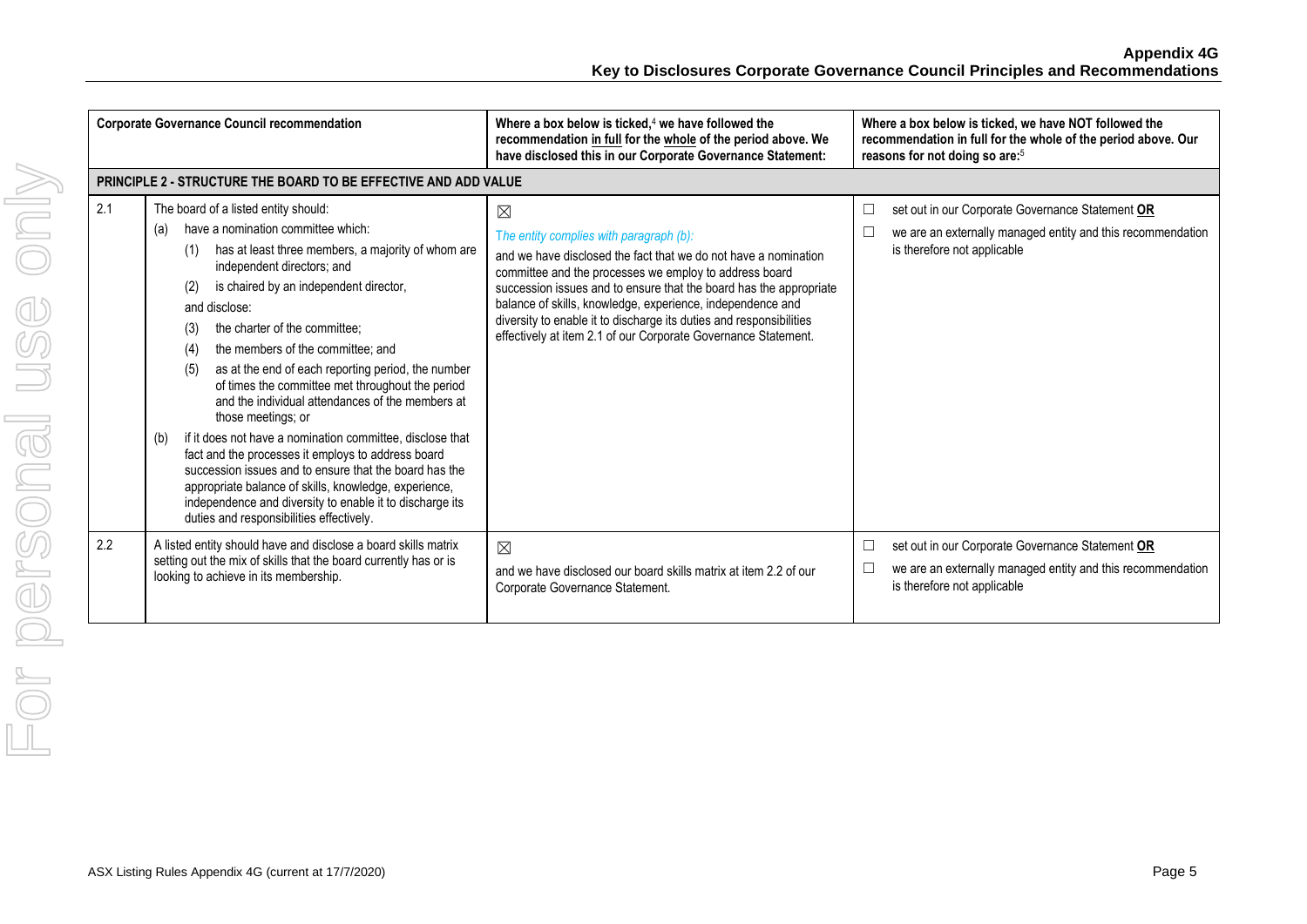| | Corporate Governance Council recommendation | Where a box below is ticked,[4] we have followed the recommendation in full for the whole of the period above. We have disclosed this in our Corporate Governance Statement: | Where a box below is ticked, we have NOT followed the recommendation in full for the whole of the period above. Our reasons for not doing so are:[5] |
|---|---|---|---|
| **PRINCIPLE 2 - STRUCTURE THE BOARD TO BE EFFECTIVE AND ADD VALUE** | | | |
| 2.1 | The board of a listed entity should:<br>(a) have a nomination committee which:<br>(1) has at least three members, a majority of whom are independent directors; and<br>(2) is chaired by an independent director,<br>and disclose:<br>(3) the charter of the committee;<br>(4) the members of the committee; and<br>(5) as at the end of each reporting period, the number of times the committee met throughout the period and the individual attendances of the members at those meetings; or<br>(b) if it does not have a nomination committee, disclose that fact and the processes it employs to address board succession issues and to ensure that the board has the appropriate balance of skills, knowledge, experience, independence and diversity to enable it to discharge its duties and responsibilities effectively. | ☒<br>*The entity complies with paragraph (b):*<br>and we have disclosed the fact that we do not have a nomination committee and the processes we employ to address board succession issues and to ensure that the board has the appropriate balance of skills, knowledge, experience, independence and diversity to enable it to discharge its duties and responsibilities effectively at item 2.1 of our Corporate Governance Statement. | ☐ set out in our Corporate Governance Statement **OR**<br>☐ we are an externally managed entity and this recommendation is therefore not applicable |
| 2.2 | A listed entity should have and disclose a board skills matrix setting out the mix of skills that the board currently has or is looking to achieve in its membership. | ☒<br>and we have disclosed our board skills matrix at item 2.2 of our Corporate Governance Statement. | ☐ set out in our Corporate Governance Statement **OR**<br>☐ we are an externally managed entity and this recommendation is therefore not applicable |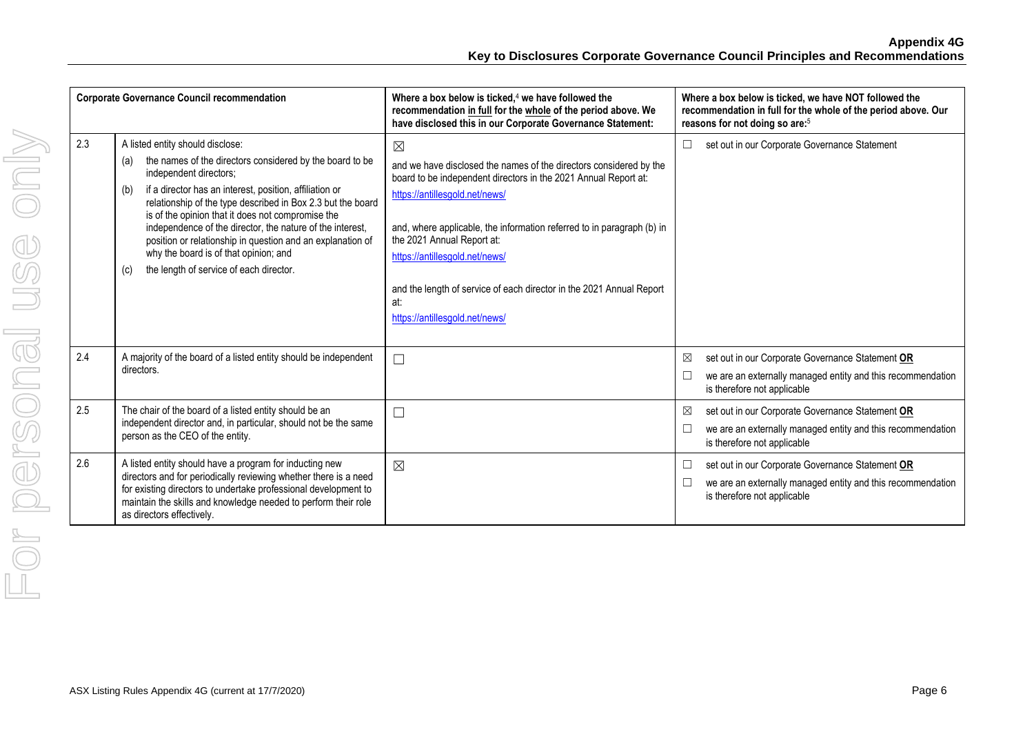| | Corporate Governance Council recommendation | Where a box below is ticked,[4] we have followed the recommendation in full for the whole of the period above. We have disclosed this in our Corporate Governance Statement: | Where a box below is ticked, we have NOT followed the recommendation in full for the whole of the period above. Our reasons for not doing so are:[5] |
|---|---|---|---|
| 2.3 | A listed entity should disclose:<br>(a) the names of the directors considered by the board to be independent directors;<br>(b) if a director has an interest, position, affiliation or relationship of the type described in Box 2.3 but the board is of the opinion that it does not compromise the independence of the director, the nature of the interest, position or relationship in question and an explanation of why the board is of that opinion; and<br>(c) the length of service of each director. | ☒<br>and we have disclosed the names of the directors considered by the board to be independent directors in the 2021 Annual Report at:<br>https://antillesgold.net/news/<br><br>and, where applicable, the information referred to in paragraph (b) in the 2021 Annual Report at:<br>https://antillesgold.net/news/<br><br>and the length of service of each director in the 2021 Annual Report at:<br>https://antillesgold.net/news/ | ☐ set out in our Corporate Governance Statement |
| 2.4 | A majority of the board of a listed entity should be independent directors. | ☐ | ☒ set out in our Corporate Governance Statement **OR**<br>☐ we are an externally managed entity and this recommendation is therefore not applicable |
| 2.5 | The chair of the board of a listed entity should be an independent director and, in particular, should not be the same person as the CEO of the entity. | ☐ | ☒ set out in our Corporate Governance Statement **OR**<br>☐ we are an externally managed entity and this recommendation is therefore not applicable |
| 2.6 | A listed entity should have a program for inducting new directors and for periodically reviewing whether there is a need for existing directors to undertake professional development to maintain the skills and knowledge needed to perform their role as directors effectively. | ☒ | ☐ set out in our Corporate Governance Statement **OR**<br>☐ we are an externally managed entity and this recommendation is therefore not applicable |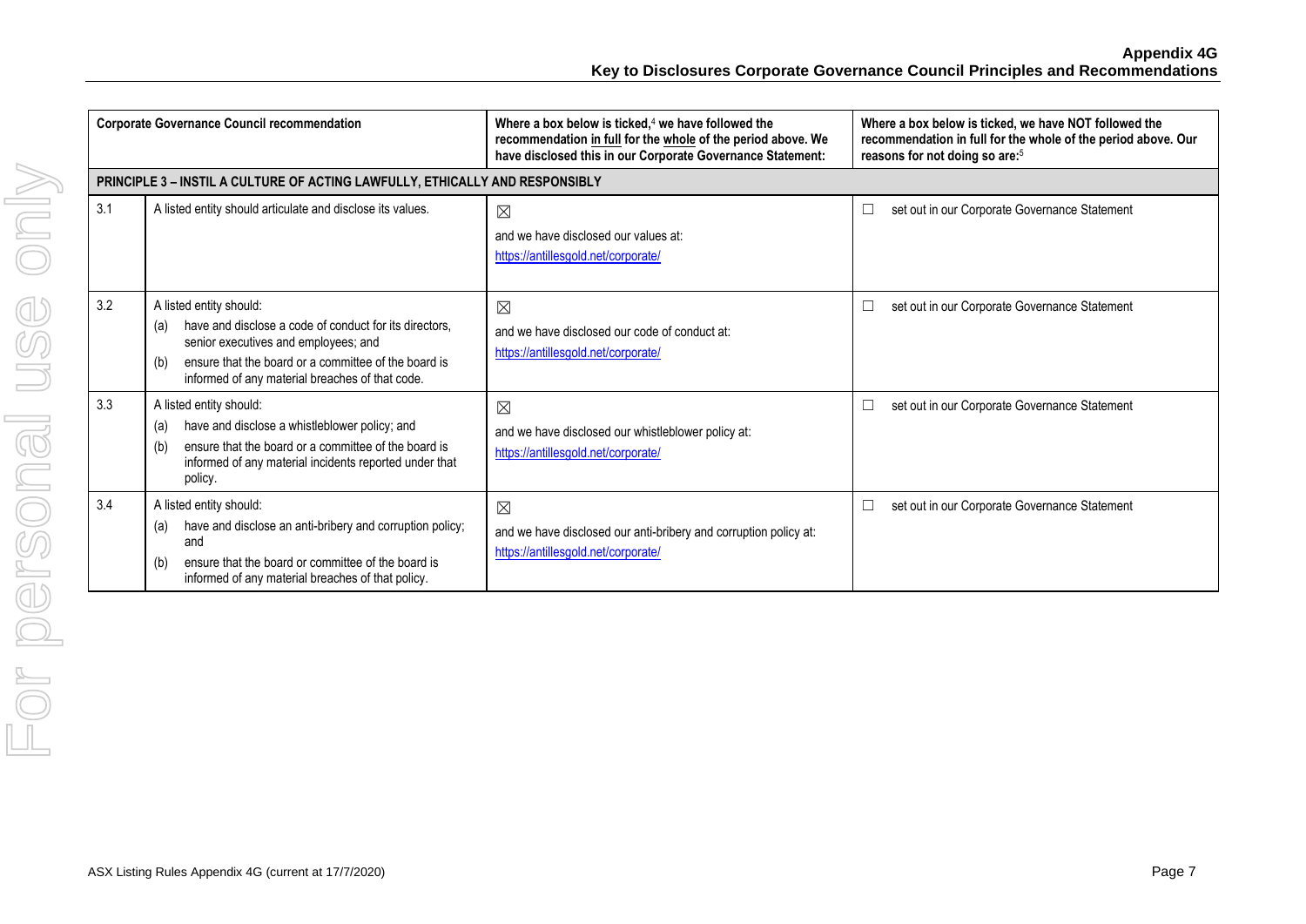| | Corporate Governance Council recommendation | Where a box below is ticked,[4] we have followed the recommendation in full for the whole of the period above. We have disclosed this in our Corporate Governance Statement: | Where a box below is ticked, we have NOT followed the recommendation in full for the whole of the period above. Our reasons for not doing so are:[5] |
|---|---|---|---|
| **PRINCIPLE 3 – INSTIL A CULTURE OF ACTING LAWFULLY, ETHICALLY AND RESPONSIBLY** | | | |
| 3.1 | A listed entity should articulate and disclose its values. | ☒ and we have disclosed our values at: https://antillesgold.net/corporate/ | ☐ set out in our Corporate Governance Statement |
| 3.2 | A listed entity should: (a) have and disclose a code of conduct for its directors, senior executives and employees; and (b) ensure that the board or a committee of the board is informed of any material breaches of that code. | ☒ and we have disclosed our code of conduct at: https://antillesgold.net/corporate/ | ☐ set out in our Corporate Governance Statement |
| 3.3 | A listed entity should: (a) have and disclose a whistleblower policy; and (b) ensure that the board or a committee of the board is informed of any material incidents reported under that policy. | ☒ and we have disclosed our whistleblower policy at: https://antillesgold.net/corporate/ | ☐ set out in our Corporate Governance Statement |
| 3.4 | A listed entity should: (a) have and disclose an anti-bribery and corruption policy; and (b) ensure that the board or committee of the board is informed of any material breaches of that policy. | ☒ and we have disclosed our anti-bribery and corruption policy at: https://antillesgold.net/corporate/ | ☐ set out in our Corporate Governance Statement |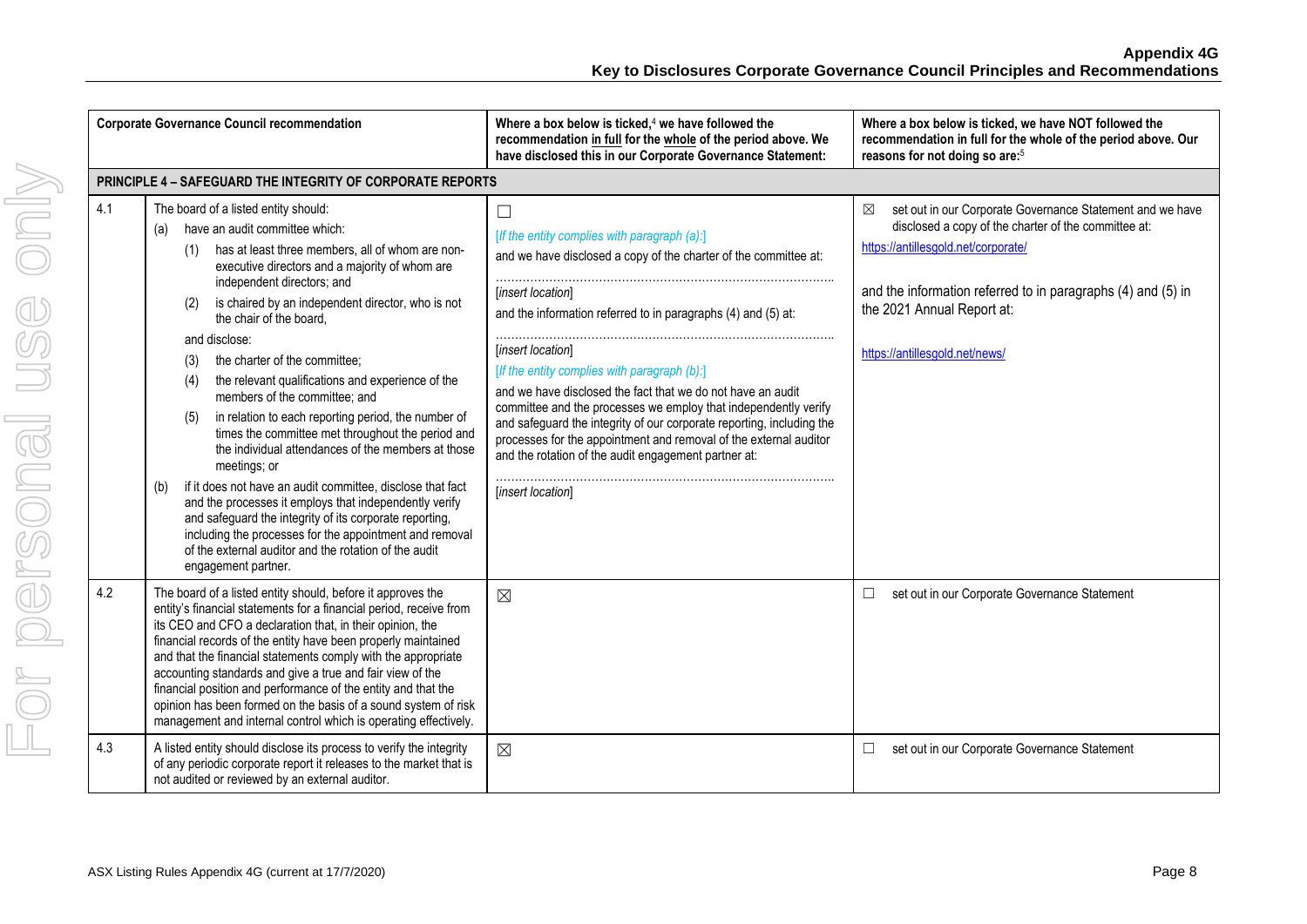| | Corporate Governance Council recommendation | Where a box below is ticked,[4] we have followed the recommendation in full for the whole of the period above. We have disclosed this in our Corporate Governance Statement: | Where a box below is ticked, we have NOT followed the recommendation in full for the whole of the period above. Our reasons for not doing so are:[5] |
|---|---|---|---|
| **PRINCIPLE 4 – SAFEGUARD THE INTEGRITY OF CORPORATE REPORTS** | | | |
| 4.1 | The board of a listed entity should:<br>(a) have an audit committee which:<br>(1) has at least three members, all of whom are non-executive directors and a majority of whom are independent directors; and<br>(2) is chaired by an independent director, who is not the chair of the board,<br>and disclose:<br>(3) the charter of the committee;<br>(4) the relevant qualifications and experience of the members of the committee; and<br>(5) in relation to each reporting period, the number of times the committee met throughout the period and the individual attendances of the members at those meetings; or<br>(b) if it does not have an audit committee, disclose that fact and the processes it employs that independently verify and safeguard the integrity of its corporate reporting, including the processes for the appointment and removal of the external auditor and the rotation of the audit engagement partner. | ☐<br>[If the entity complies with paragraph (a):]<br>and we have disclosed a copy of the charter of the committee at:<br>……………………………………………………………………<br>[insert location]<br>and the information referred to in paragraphs (4) and (5) at:<br>……………………………………………………………………<br>[insert location]<br>[If the entity complies with paragraph (b):]<br>and we have disclosed the fact that we do not have an audit committee and the processes we employ that independently verify and safeguard the integrity of our corporate reporting, including the processes for the appointment and removal of the external auditor and the rotation of the audit engagement partner at:<br>……………………………………………………………………<br>[insert location] | ☒ set out in our Corporate Governance Statement and we have disclosed a copy of the charter of the committee at:<br>https://antillesgold.net/corporate/<br>and the information referred to in paragraphs (4) and (5) in the 2021 Annual Report at:<br>https://antillesgold.net/news/ |
| 4.2 | The board of a listed entity should, before it approves the entity's financial statements for a financial period, receive from its CEO and CFO a declaration that, in their opinion, the financial records of the entity have been properly maintained and that the financial statements comply with the appropriate accounting standards and give a true and fair view of the financial position and performance of the entity and that the opinion has been formed on the basis of a sound system of risk management and internal control which is operating effectively. | ☒ | ☐ set out in our Corporate Governance Statement |
| 4.3 | A listed entity should disclose its process to verify the integrity of any periodic corporate report it releases to the market that is not audited or reviewed by an external auditor. | ☒ | ☐ set out in our Corporate Governance Statement |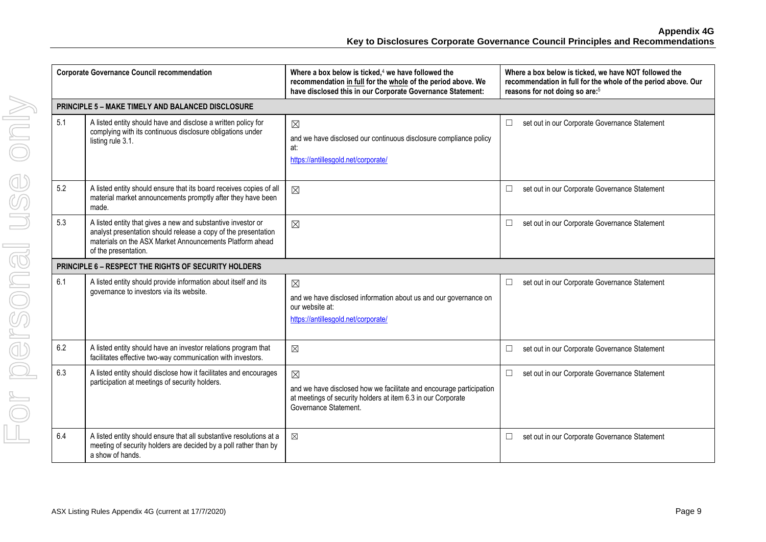| | Corporate Governance Council recommendation | Where a box below is ticked,[4] we have followed the recommendation in full for the whole of the period above. We have disclosed this in our Corporate Governance Statement: | Where a box below is ticked, we have NOT followed the recommendation in full for the whole of the period above. Our reasons for not doing so are:[5] |
|---|---|---|---|
| **PRINCIPLE 5 – MAKE TIMELY AND BALANCED DISCLOSURE** | | | |
| 5.1 | A listed entity should have and disclose a written policy for complying with its continuous disclosure obligations under listing rule 3.1. | ☒ and we have disclosed our continuous disclosure compliance policy at: https://antillesgold.net/corporate/ | ☐ set out in our Corporate Governance Statement |
| 5.2 | A listed entity should ensure that its board receives copies of all material market announcements promptly after they have been made. | ☒ | ☐ set out in our Corporate Governance Statement |
| 5.3 | A listed entity that gives a new and substantive investor or analyst presentation should release a copy of the presentation materials on the ASX Market Announcements Platform ahead of the presentation. | ☒ | ☐ set out in our Corporate Governance Statement |
| **PRINCIPLE 6 – RESPECT THE RIGHTS OF SECURITY HOLDERS** | | | |
| 6.1 | A listed entity should provide information about itself and its governance to investors via its website. | ☒ and we have disclosed information about us and our governance on our website at: https://antillesgold.net/corporate/ | ☐ set out in our Corporate Governance Statement |
| 6.2 | A listed entity should have an investor relations program that facilitates effective two-way communication with investors. | ☒ | ☐ set out in our Corporate Governance Statement |
| 6.3 | A listed entity should disclose how it facilitates and encourages participation at meetings of security holders. | ☒ and we have disclosed how we facilitate and encourage participation at meetings of security holders at item 6.3 in our Corporate Governance Statement. | ☐ set out in our Corporate Governance Statement |
| 6.4 | A listed entity should ensure that all substantive resolutions at a meeting of security holders are decided by a poll rather than by a show of hands. | ☒ | ☐ set out in our Corporate Governance Statement |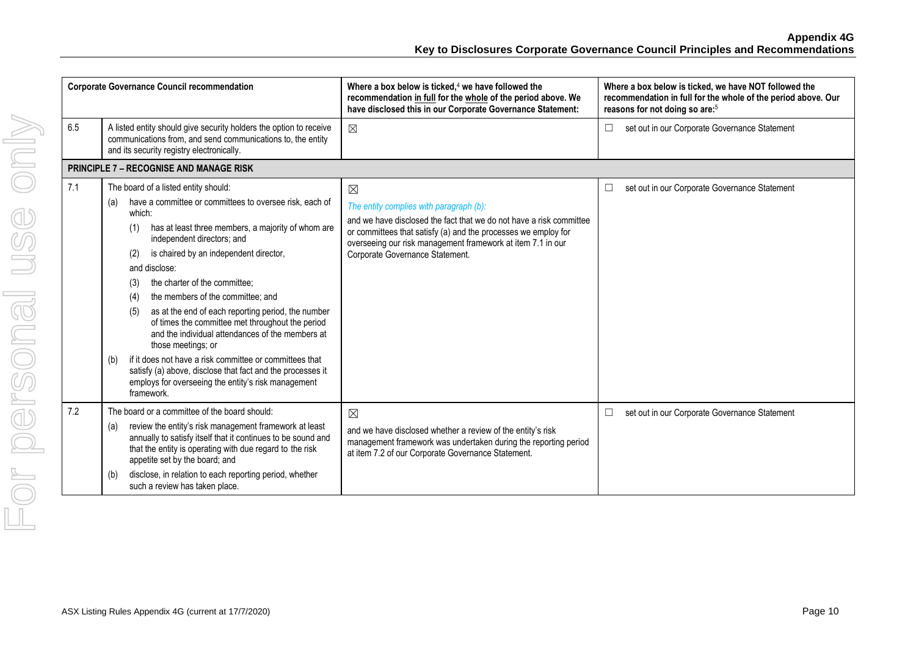| Corporate Governance Council recommendation | | Where a box below is ticked,[4] we have followed the recommendation in full for the whole of the period above. We have disclosed this in our Corporate Governance Statement: | Where a box below is ticked, we have NOT followed the recommendation in full for the whole of the period above. Our reasons for not doing so are:[5] |
|---|---|---|---|
| 6.5 | A listed entity should give security holders the option to receive communications from, and send communications to, the entity and its security registry electronically. | ☒ | ☐ set out in our Corporate Governance Statement |
| **PRINCIPLE 7 – RECOGNISE AND MANAGE RISK** | | | |
| 7.1 | The board of a listed entity should: (a) have a committee or committees to oversee risk, each of which: (1) has at least three members, a majority of whom are independent directors; and (2) is chaired by an independent director, and disclose: (3) the charter of the committee; (4) the members of the committee; and (5) as at the end of each reporting period, the number of times the committee met throughout the period and the individual attendances of the members at those meetings; or (b) if it does not have a risk committee or committees that satisfy (a) above, disclose that fact and the processes it employs for overseeing the entity's risk management framework. | ☒ *The entity complies with paragraph (b):* and we have disclosed the fact that we do not have a risk committee or committees that satisfy (a) and the processes we employ for overseeing our risk management framework at item 7.1 in our Corporate Governance Statement. | ☐ set out in our Corporate Governance Statement |
| 7.2 | The board or a committee of the board should: (a) review the entity's risk management framework at least annually to satisfy itself that it continues to be sound and that the entity is operating with due regard to the risk appetite set by the board; and (b) disclose, in relation to each reporting period, whether such a review has taken place. | ☒ and we have disclosed whether a review of the entity's risk management framework was undertaken during the reporting period at item 7.2 of our Corporate Governance Statement. | ☐ set out in our Corporate Governance Statement |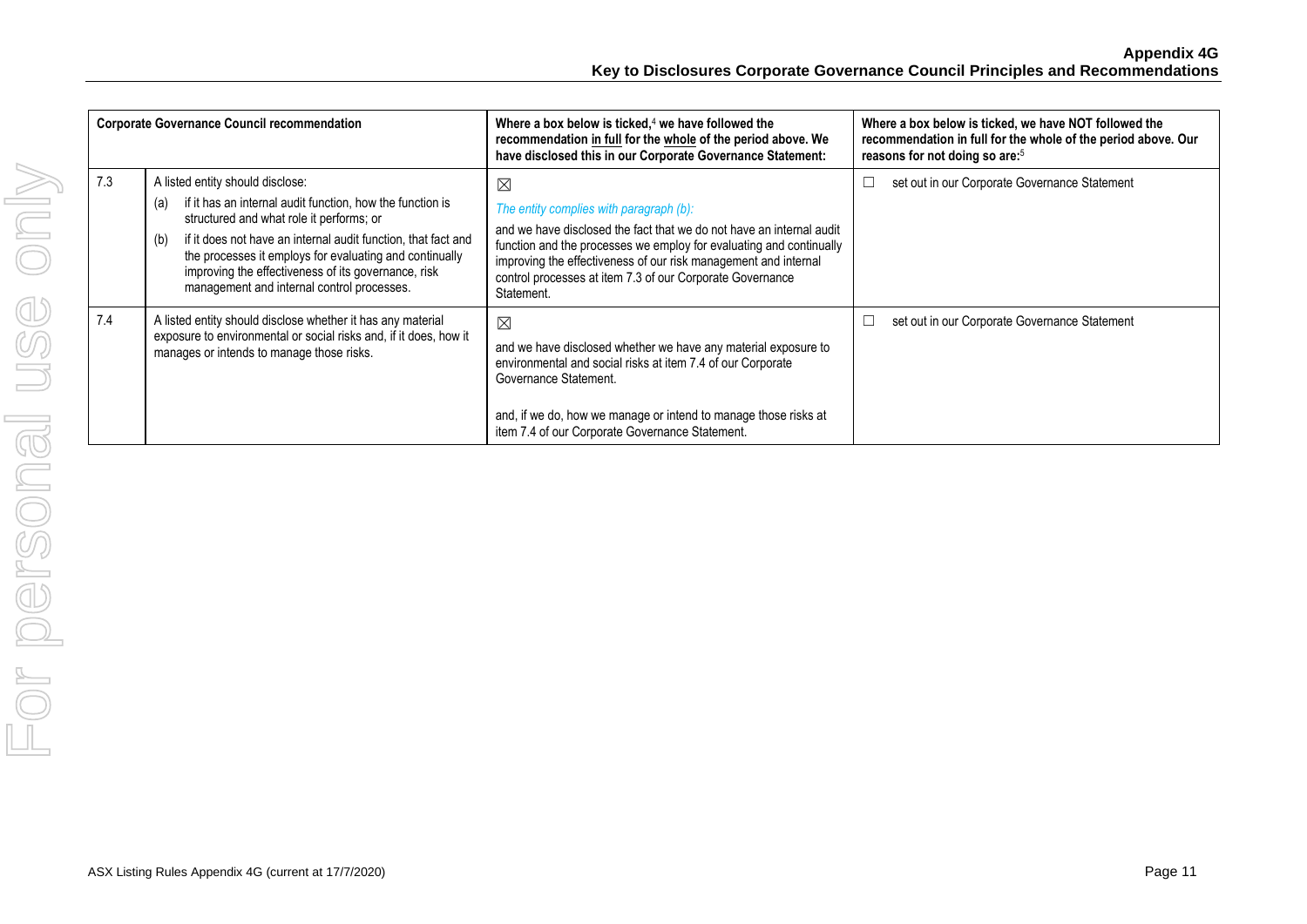| Corporate Governance Council recommendation | | Where a box below is ticked,[4] we have followed the recommendation in full for the whole of the period above. We have disclosed this in our Corporate Governance Statement: | Where a box below is ticked, we have NOT followed the recommendation in full for the whole of the period above. Our reasons for not doing so are:[5] |
|---|---|---|---|
| 7.3 | A listed entity should disclose:<br>(a) if it has an internal audit function, how the function is structured and what role it performs; or<br>(b) if it does not have an internal audit function, that fact and the processes it employs for evaluating and continually improving the effectiveness of its governance, risk management and internal control processes. | ☒<br>*The entity complies with paragraph (b):*<br>and we have disclosed the fact that we do not have an internal audit function and the processes we employ for evaluating and continually improving the effectiveness of our risk management and internal control processes at item 7.3 of our Corporate Governance Statement. | ☐ set out in our Corporate Governance Statement |
| 7.4 | A listed entity should disclose whether it has any material exposure to environmental or social risks and, if it does, how it manages or intends to manage those risks. | ☒<br>and we have disclosed whether we have any material exposure to environmental and social risks at item 7.4 of our Corporate Governance Statement.<br><br>and, if we do, how we manage or intend to manage those risks at item 7.4 of our Corporate Governance Statement. | ☐ set out in our Corporate Governance Statement |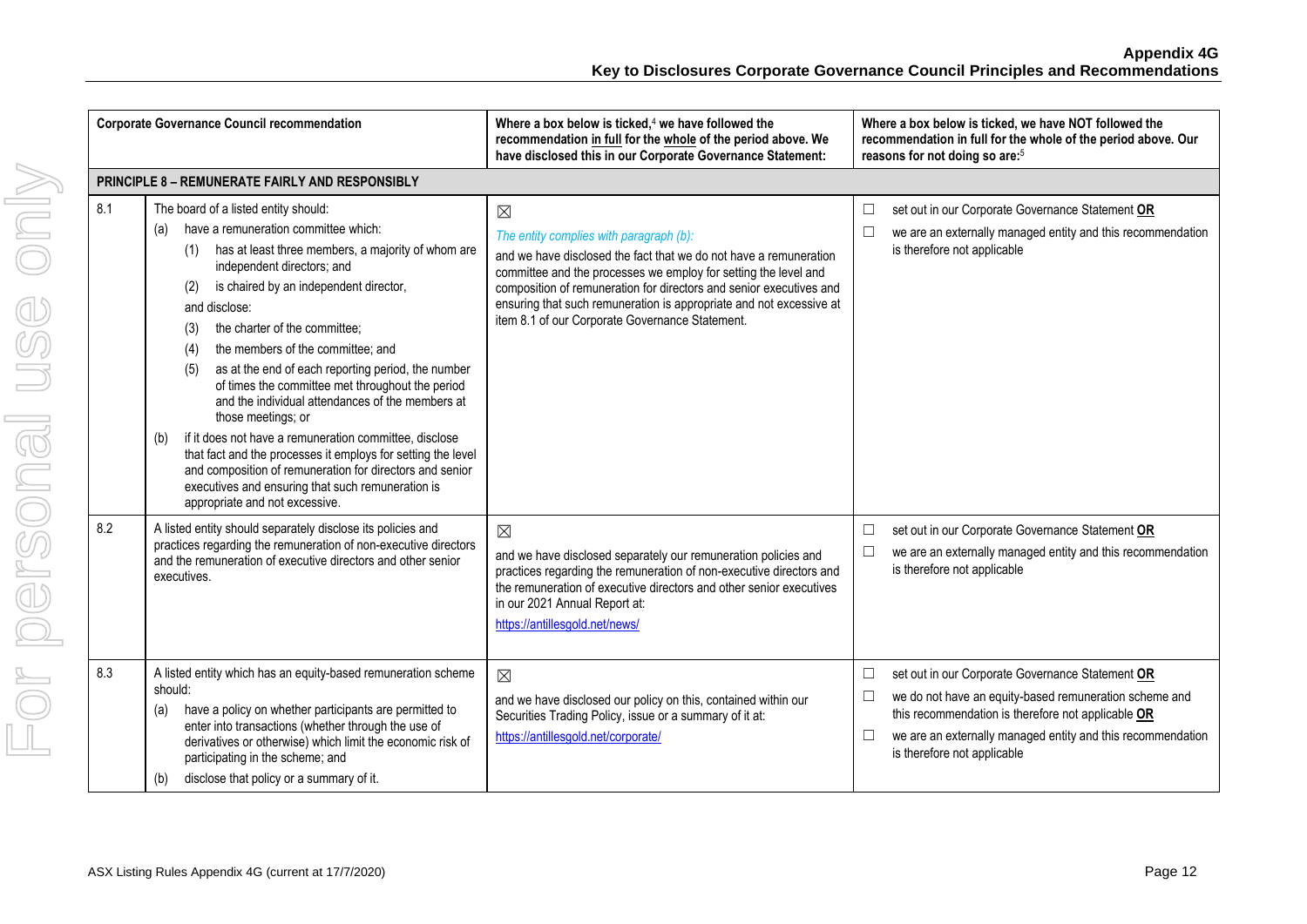| | Corporate Governance Council recommendation | Where a box below is ticked,[4] we have followed the recommendation <u>in full</u> for the <u>whole</u> of the period above. We have disclosed this in our Corporate Governance Statement: | Where a box below is ticked, we have NOT followed the recommendation in full for the whole of the period above. Our reasons for not doing so are:[5] |
|---|---|---|---|
| **PRINCIPLE 8 – REMUNERATE FAIRLY AND RESPONSIBLY** | | | |
| 8.1 | The board of a listed entity should:<br>(a) have a remuneration committee which:<br>(1) has at least three members, a majority of whom are independent directors; and<br>(2) is chaired by an independent director,<br>and disclose:<br>(3) the charter of the committee;<br>(4) the members of the committee; and<br>(5) as at the end of each reporting period, the number of times the committee met throughout the period and the individual attendances of the members at those meetings; or<br>(b) if it does not have a remuneration committee, disclose that fact and the processes it employs for setting the level and composition of remuneration for directors and senior executives and ensuring that such remuneration is appropriate and not excessive. | ☒<br>*The entity complies with paragraph (b):*<br>and we have disclosed the fact that we do not have a remuneration committee and the processes we employ for setting the level and composition of remuneration for directors and senior executives and ensuring that such remuneration is appropriate and not excessive at item 8.1 of our Corporate Governance Statement. | ☐ set out in our Corporate Governance Statement **<u>OR</u>**<br>☐ we are an externally managed entity and this recommendation is therefore not applicable |
| 8.2 | A listed entity should separately disclose its policies and practices regarding the remuneration of non-executive directors and the remuneration of executive directors and other senior executives. | ☒<br>and we have disclosed separately our remuneration policies and practices regarding the remuneration of non-executive directors and the remuneration of executive directors and other senior executives in our 2021 Annual Report at:<br>https://antillesgold.net/news/ | ☐ set out in our Corporate Governance Statement **<u>OR</u>**<br>☐ we are an externally managed entity and this recommendation is therefore not applicable |
| 8.3 | A listed entity which has an equity-based remuneration scheme should:<br>(a) have a policy on whether participants are permitted to enter into transactions (whether through the use of derivatives or otherwise) which limit the economic risk of participating in the scheme; and<br>(b) disclose that policy or a summary of it. | ☒<br>and we have disclosed our policy on this, contained within our Securities Trading Policy, issue or a summary of it at:<br>https://antillesgold.net/corporate/ | ☐ set out in our Corporate Governance Statement **<u>OR</u>**<br>☐ we do not have an equity-based remuneration scheme and this recommendation is therefore not applicable **<u>OR</u>**<br>☐ we are an externally managed entity and this recommendation is therefore not applicable |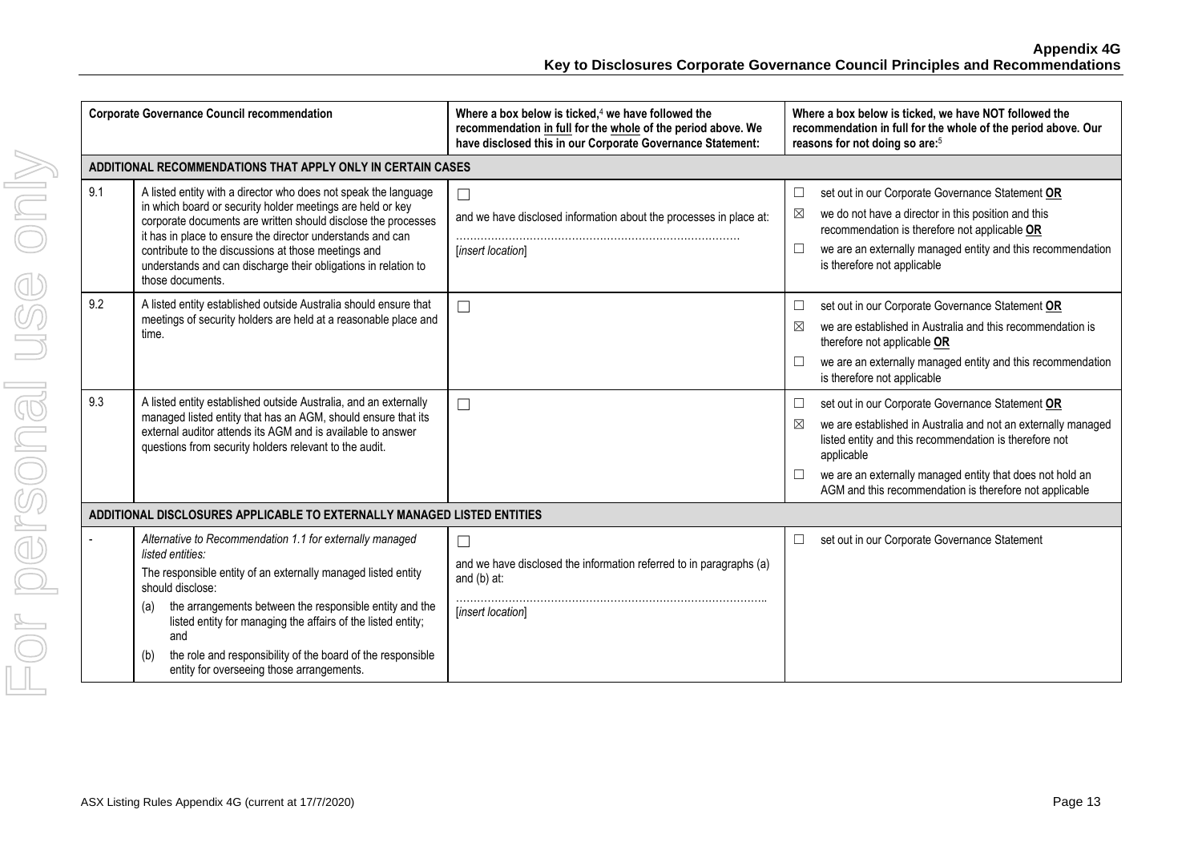**Appendix 4G**
**Key to Disclosures Corporate Governance Council Principles and Recommendations**

| Corporate Governance Council recommendation | | Where a box below is ticked,[4] we have followed the recommendation in full for the whole of the period above. We have disclosed this in our Corporate Governance Statement: | Where a box below is ticked, we have NOT followed the recommendation in full for the whole of the period above. Our reasons for not doing so are:[5] |
|---|---|---|---|
| **ADDITIONAL RECOMMENDATIONS THAT APPLY ONLY IN CERTAIN CASES** | | | |
| 9.1 | A listed entity with a director who does not speak the language in which board or security holder meetings are held or key corporate documents are written should disclose the processes it has in place to ensure the director understands and can contribute to the discussions at those meetings and understands and can discharge their obligations in relation to those documents. | ☐ and we have disclosed information about the processes in place at: ……………………………………………………………………… [*insert location*] | ☐ set out in our Corporate Governance Statement **OR** ☒ we do not have a director in this position and this recommendation is therefore not applicable **OR** ☐ we are an externally managed entity and this recommendation is therefore not applicable |
| 9.2 | A listed entity established outside Australia should ensure that meetings of security holders are held at a reasonable place and time. | ☐ | ☐ set out in our Corporate Governance Statement **OR** ☒ we are established in Australia and this recommendation is therefore not applicable **OR** ☐ we are an externally managed entity and this recommendation is therefore not applicable |
| 9.3 | A listed entity established outside Australia, and an externally managed listed entity that has an AGM, should ensure that its external auditor attends its AGM and is available to answer questions from security holders relevant to the audit. | ☐ | ☐ set out in our Corporate Governance Statement **OR** ☒ we are established in Australia and not an externally managed listed entity and this recommendation is therefore not applicable ☐ we are an externally managed entity that does not hold an AGM and this recommendation is therefore not applicable |
| **ADDITIONAL DISCLOSURES APPLICABLE TO EXTERNALLY MANAGED LISTED ENTITIES** | | | |
| - | *Alternative to Recommendation 1.1 for externally managed listed entities:* The responsible entity of an externally managed listed entity should disclose: (a) the arrangements between the responsible entity and the listed entity for managing the affairs of the listed entity; and (b) the role and responsibility of the board of the responsible entity for overseeing those arrangements. | ☐ and we have disclosed the information referred to in paragraphs (a) and (b) at: …………………………………………………………………………….. [*insert location*] | ☐ set out in our Corporate Governance Statement |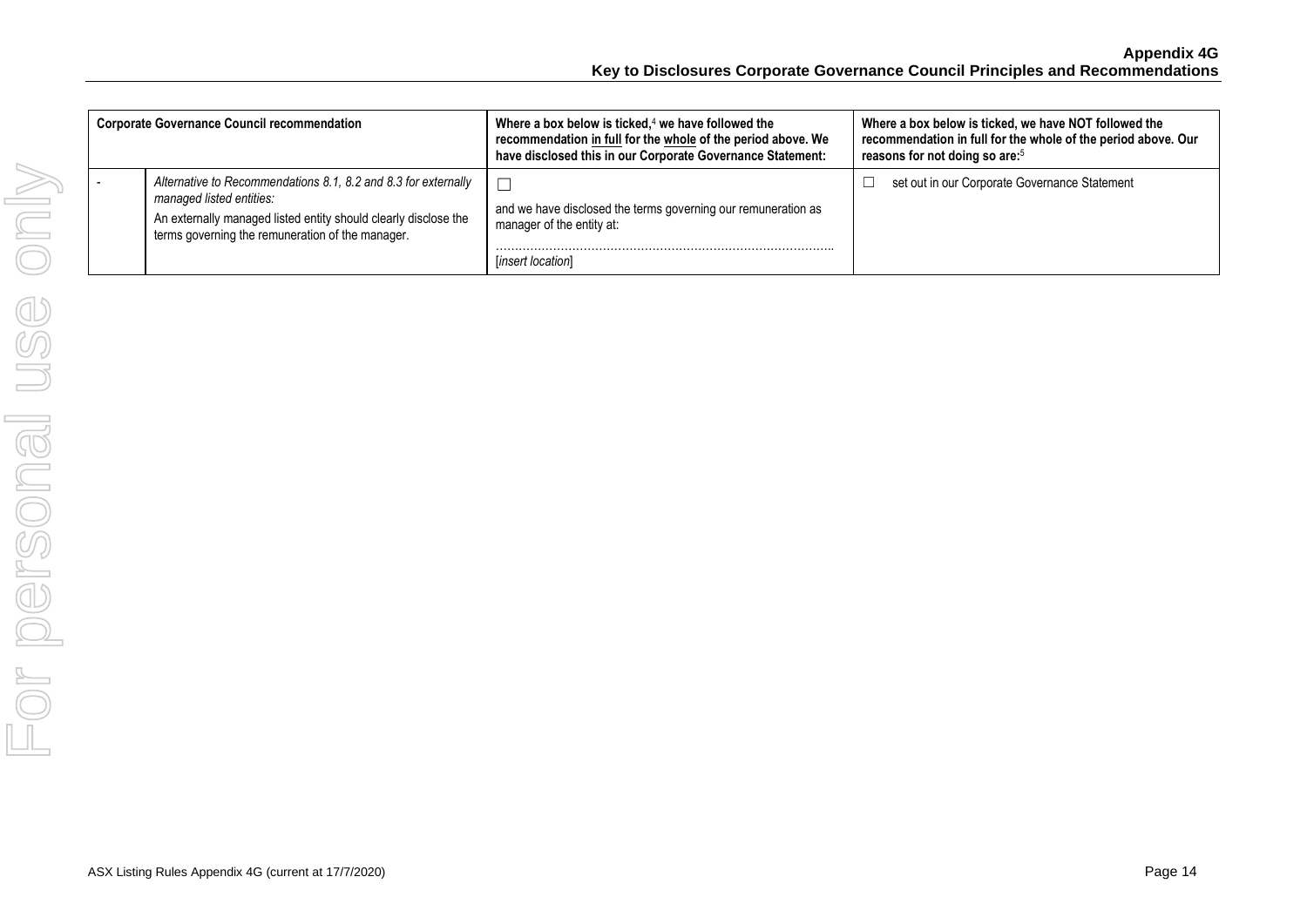| Corporate Governance Council recommendation | | Where a box below is ticked,[4] we have followed the recommendation <u>in full</u> for the <u>whole</u> of the period above. We have disclosed this in our Corporate Governance Statement: | Where a box below is ticked, we have NOT followed the recommendation in full for the whole of the period above. Our reasons for not doing so are:[5] |
|---|---|---|---|
| - | *Alternative to Recommendations 8.1, 8.2 and 8.3 for externally managed listed entities:*<br>An externally managed listed entity should clearly disclose the terms governing the remuneration of the manager. | ☐<br>and we have disclosed the terms governing our remuneration as manager of the entity at:<br>……………………………………………………………………………..<br>[*insert location*] | ☐ set out in our Corporate Governance Statement |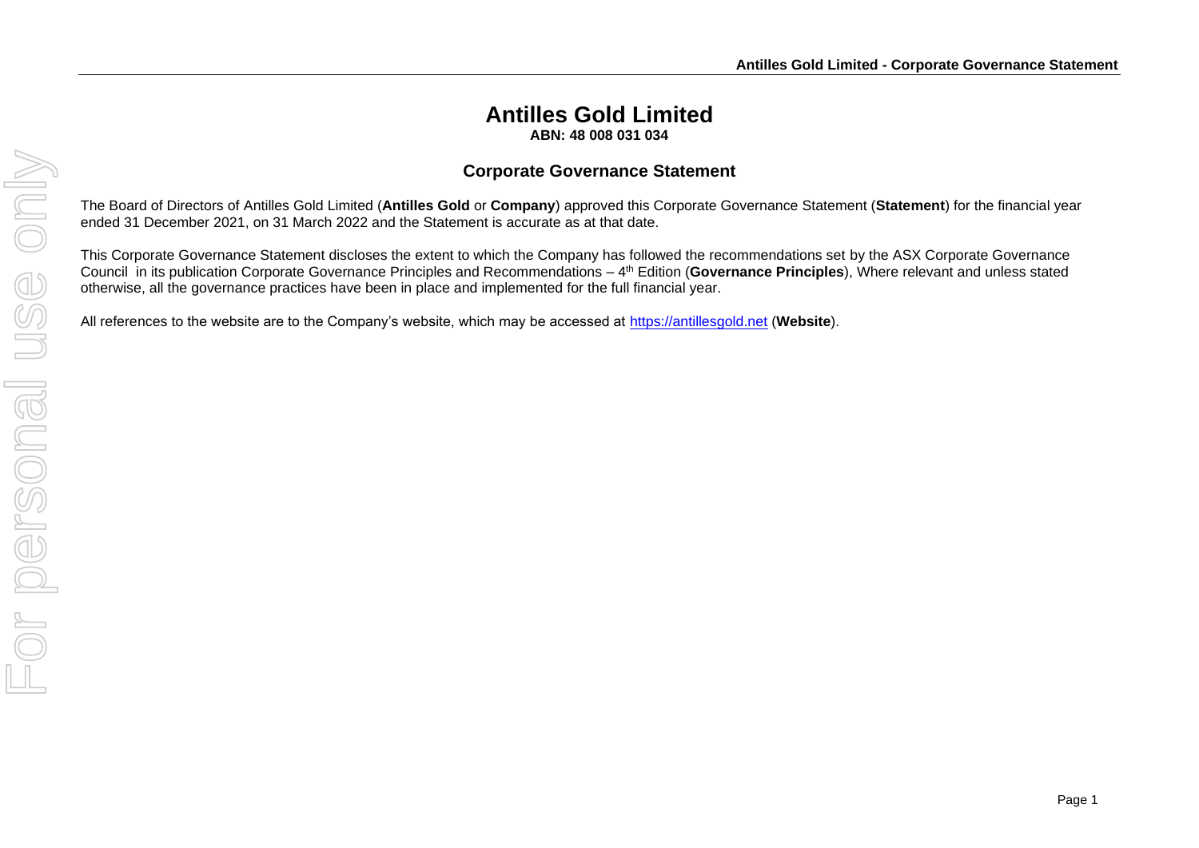# Antilles Gold Limited

**ABN: 48 008 031 034**

## Corporate Governance Statement

The Board of Directors of Antilles Gold Limited (**Antilles Gold** or **Company**) approved this Corporate Governance Statement (**Statement**) for the financial year ended 31 December 2021, on 31 March 2022 and the Statement is accurate as at that date.

This Corporate Governance Statement discloses the extent to which the Company has followed the recommendations set by the ASX Corporate Governance Council in its publication Corporate Governance Principles and Recommendations – 4th Edition (**Governance Principles**), Where relevant and unless stated otherwise, all the governance practices have been in place and implemented for the full financial year.

All references to the website are to the Company's website, which may be accessed at [https://antillesgold.net](https://antillesgold.net) (**Website**).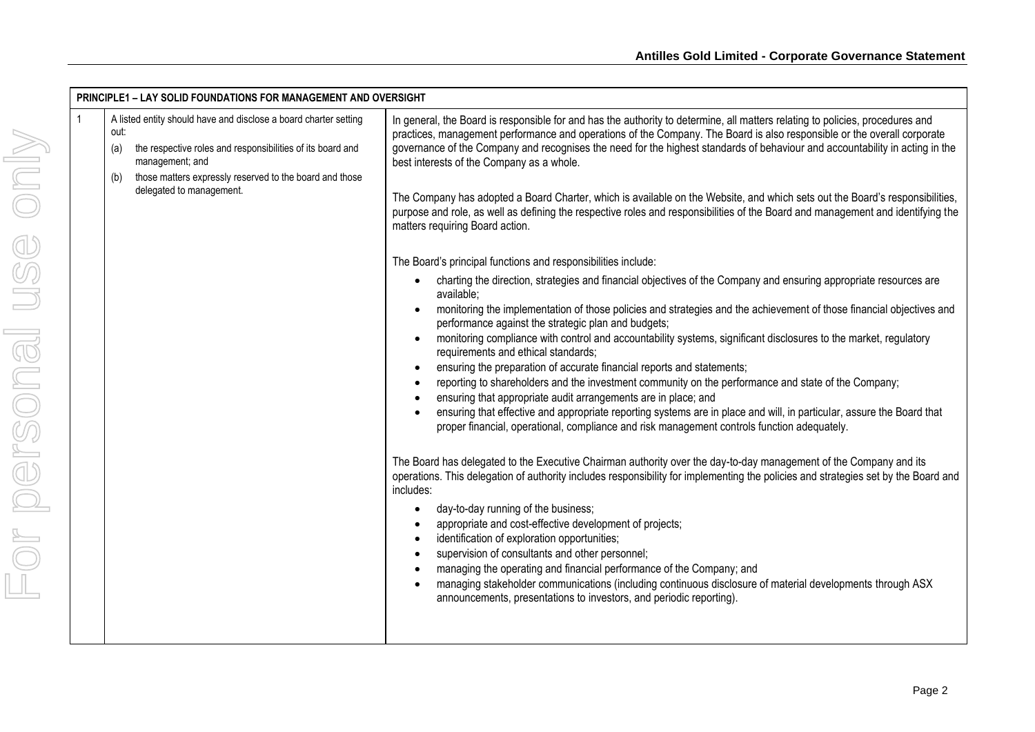| PRINCIPLE1 – LAY SOLID FOUNDATIONS FOR MANAGEMENT AND OVERSIGHT | | |
|---|---|---|
| 1 | A listed entity should have and disclose a board charter setting out:<br>(a) the respective roles and responsibilities of its board and management; and<br>(b) those matters expressly reserved to the board and those delegated to management. | In general, the Board is responsible for and has the authority to determine, all matters relating to policies, procedures and practices, management performance and operations of the Company. The Board is also responsible or the overall corporate governance of the Company and recognises the need for the highest standards of behaviour and accountability in acting in the best interests of the Company as a whole.<br><br>The Company has adopted a Board Charter, which is available on the Website, and which sets out the Board's responsibilities, purpose and role, as well as defining the respective roles and responsibilities of the Board and management and identifying the matters requiring Board action.<br><br>The Board's principal functions and responsibilities include:<br>• charting the direction, strategies and financial objectives of the Company and ensuring appropriate resources are available;<br>• monitoring the implementation of those policies and strategies and the achievement of those financial objectives and performance against the strategic plan and budgets;<br>• monitoring compliance with control and accountability systems, significant disclosures to the market, regulatory requirements and ethical standards;<br>• ensuring the preparation of accurate financial reports and statements;<br>• reporting to shareholders and the investment community on the performance and state of the Company;<br>• ensuring that appropriate audit arrangements are in place; and<br>• ensuring that effective and appropriate reporting systems are in place and will, in particular, assure the Board that proper financial, operational, compliance and risk management controls function adequately.<br><br>The Board has delegated to the Executive Chairman authority over the day-to-day management of the Company and its operations. This delegation of authority includes responsibility for implementing the policies and strategies set by the Board and includes:<br>• day-to-day running of the business;<br>• appropriate and cost-effective development of projects;<br>• identification of exploration opportunities;<br>• supervision of consultants and other personnel;<br>• managing the operating and financial performance of the Company; and<br>• managing stakeholder communications (including continuous disclosure of material developments through ASX announcements, presentations to investors, and periodic reporting). |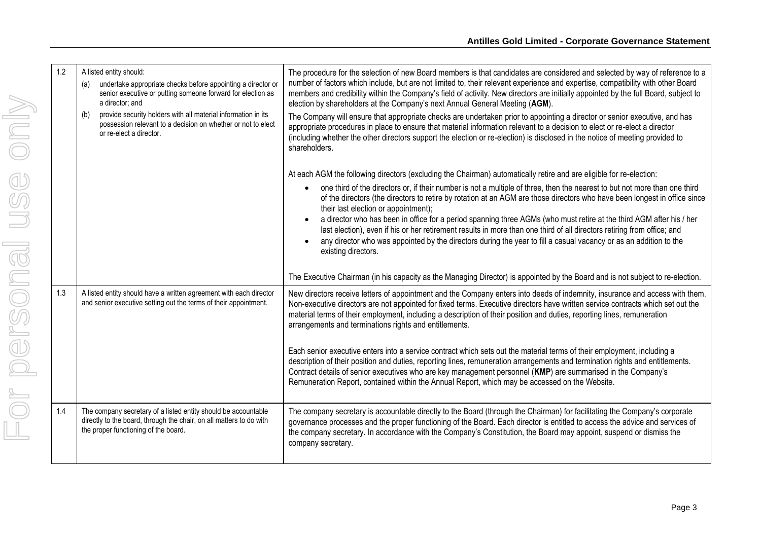| | | |
|---|---|---|
| 1.2 | A listed entity should:<br>(a) undertake appropriate checks before appointing a director or senior executive or putting someone forward for election as a director; and<br>(b) provide security holders with all material information in its possession relevant to a decision on whether or not to elect or re-elect a director. | The procedure for the selection of new Board members is that candidates are considered and selected by way of reference to a number of factors which include, but are not limited to, their relevant experience and expertise, compatibility with other Board members and credibility within the Company's field of activity. New directors are initially appointed by the full Board, subject to election by shareholders at the Company's next Annual General Meeting (**AGM**).<br>The Company will ensure that appropriate checks are undertaken prior to appointing a director or senior executive, and has appropriate procedures in place to ensure that material information relevant to a decision to elect or re-elect a director (including whether the other directors support the election or re-election) is disclosed in the notice of meeting provided to shareholders.<br><br>At each AGM the following directors (excluding the Chairman) automatically retire and are eligible for re-election:<br>• one third of the directors or, if their number is not a multiple of three, then the nearest to but not more than one third of the directors (the directors to retire by rotation at an AGM are those directors who have been longest in office since their last election or appointment);<br>• a director who has been in office for a period spanning three AGMs (who must retire at the third AGM after his / her last election), even if his or her retirement results in more than one third of all directors retiring from office; and<br>• any director who was appointed by the directors during the year to fill a casual vacancy or as an addition to the existing directors.<br><br>The Executive Chairman (in his capacity as the Managing Director) is appointed by the Board and is not subject to re-election. |
| 1.3 | A listed entity should have a written agreement with each director and senior executive setting out the terms of their appointment. | New directors receive letters of appointment and the Company enters into deeds of indemnity, insurance and access with them. Non-executive directors are not appointed for fixed terms. Executive directors have written service contracts which set out the material terms of their employment, including a description of their position and duties, reporting lines, remuneration arrangements and terminations rights and entitlements.<br><br>Each senior executive enters into a service contract which sets out the material terms of their employment, including a description of their position and duties, reporting lines, remuneration arrangements and termination rights and entitlements. Contract details of senior executives who are key management personnel (**KMP**) are summarised in the Company's Remuneration Report, contained within the Annual Report, which may be accessed on the Website. |
| 1.4 | The company secretary of a listed entity should be accountable directly to the board, through the chair, on all matters to do with the proper functioning of the board. | The company secretary is accountable directly to the Board (through the Chairman) for facilitating the Company's corporate governance processes and the proper functioning of the Board. Each director is entitled to access the advice and services of the company secretary. In accordance with the Company's Constitution, the Board may appoint, suspend or dismiss the company secretary. |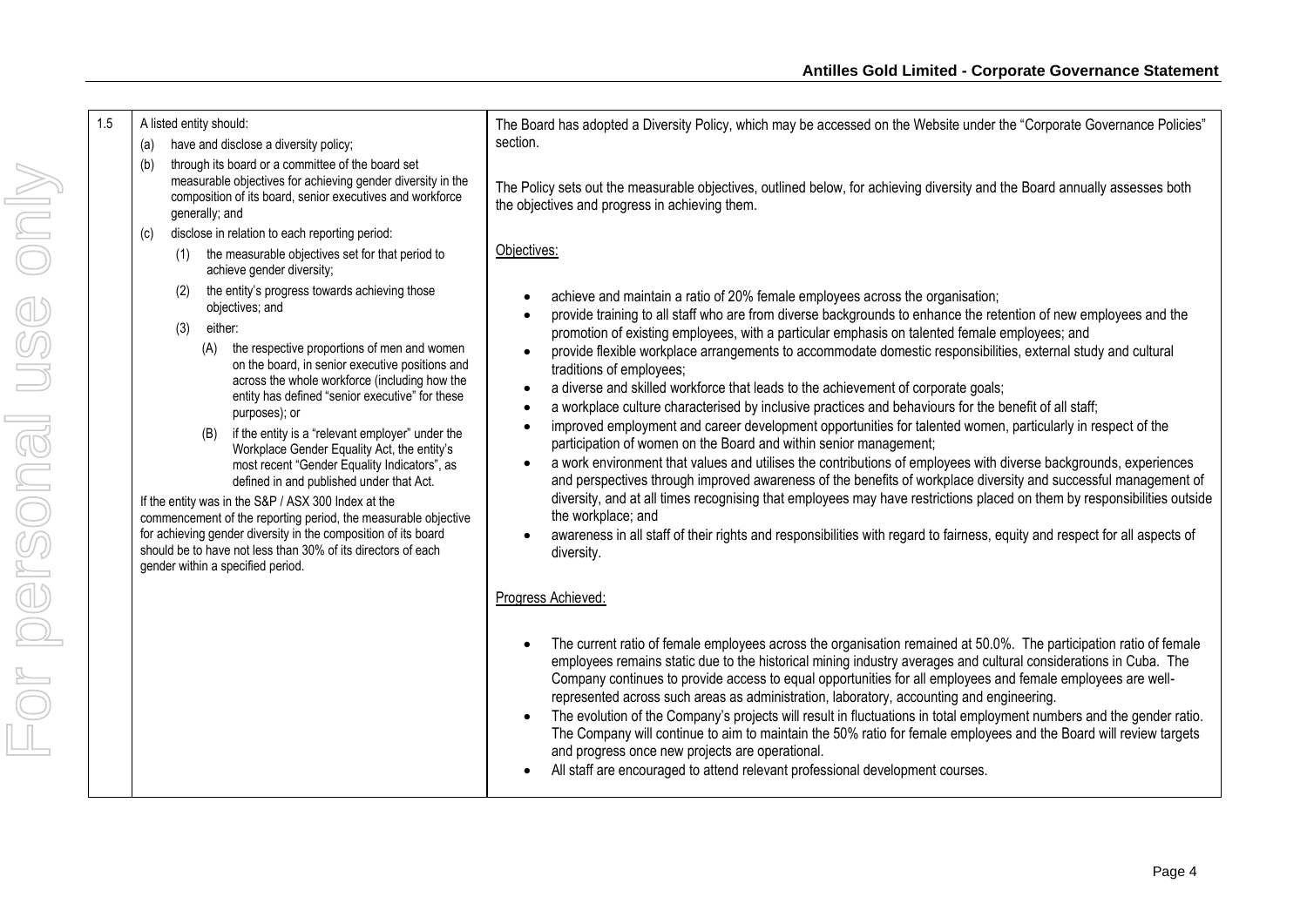| 1.5 | A listed entity should:<br>(a) have and disclose a diversity policy;<br>(b) through its board or a committee of the board set measurable objectives for achieving gender diversity in the composition of its board, senior executives and workforce generally; and<br>(c) disclose in relation to each reporting period:<br>(1) the measurable objectives set for that period to achieve gender diversity;<br>(2) the entity's progress towards achieving those objectives; and<br>(3) either:<br>(A) the respective proportions of men and women on the board, in senior executive positions and across the whole workforce (including how the entity has defined "senior executive" for these purposes); or<br>(B) if the entity is a "relevant employer" under the Workplace Gender Equality Act, the entity's most recent "Gender Equality Indicators", as defined in and published under that Act.<br>If the entity was in the S&P / ASX 300 Index at the commencement of the reporting period, the measurable objective for achieving gender diversity in the composition of its board should be to have not less than 30% of its directors of each gender within a specified period. | The Board has adopted a Diversity Policy, which may be accessed on the Website under the "Corporate Governance Policies" section.<br><br>The Policy sets out the measurable objectives, outlined below, for achieving diversity and the Board annually assesses both the objectives and progress in achieving them.<br><br>Objectives:<br><br>• achieve and maintain a ratio of 20% female employees across the organisation;<br>• provide training to all staff who are from diverse backgrounds to enhance the retention of new employees and the promotion of existing employees, with a particular emphasis on talented female employees; and<br>• provide flexible workplace arrangements to accommodate domestic responsibilities, external study and cultural traditions of employees;<br>• a diverse and skilled workforce that leads to the achievement of corporate goals;<br>• a workplace culture characterised by inclusive practices and behaviours for the benefit of all staff;<br>• improved employment and career development opportunities for talented women, particularly in respect of the participation of women on the Board and within senior management;<br>• a work environment that values and utilises the contributions of employees with diverse backgrounds, experiences and perspectives through improved awareness of the benefits of workplace diversity and successful management of diversity, and at all times recognising that employees may have restrictions placed on them by responsibilities outside the workplace; and<br>• awareness in all staff of their rights and responsibilities with regard to fairness, equity and respect for all aspects of diversity.<br><br>Progress Achieved:<br><br>• The current ratio of female employees across the organisation remained at 50.0%. The participation ratio of female employees remains static due to the historical mining industry averages and cultural considerations in Cuba. The Company continues to provide access to equal opportunities for all employees and female employees are well-represented across such areas as administration, laboratory, accounting and engineering.<br>• The evolution of the Company's projects will result in fluctuations in total employment numbers and the gender ratio. The Company will continue to aim to maintain the 50% ratio for female employees and the Board will review targets and progress once new projects are operational.<br>• All staff are encouraged to attend relevant professional development courses. |
|---|---|---|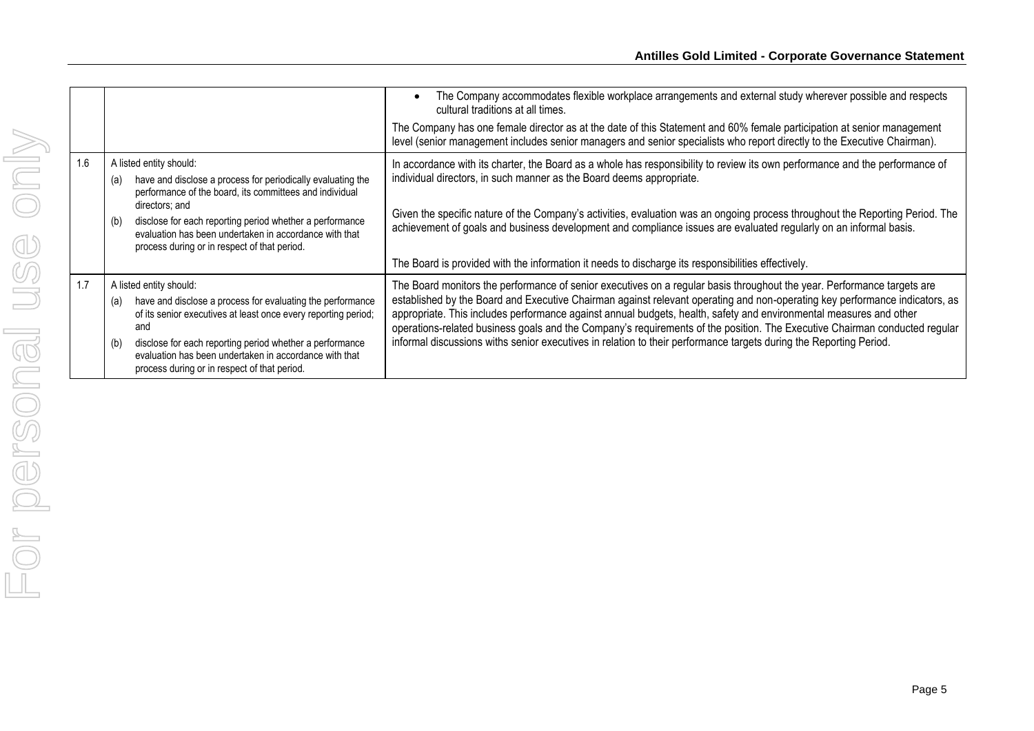| | | |
|---|---|---|
| | | • The Company accommodates flexible workplace arrangements and external study wherever possible and respects cultural traditions at all times.<br><br>The Company has one female director as at the date of this Statement and 60% female participation at senior management level (senior management includes senior managers and senior specialists who report directly to the Executive Chairman). |
| 1.6 | A listed entity should:<br>(a) have and disclose a process for periodically evaluating the performance of the board, its committees and individual directors; and<br>(b) disclose for each reporting period whether a performance evaluation has been undertaken in accordance with that process during or in respect of that period. | In accordance with its charter, the Board as a whole has responsibility to review its own performance and the performance of individual directors, in such manner as the Board deems appropriate.<br><br>Given the specific nature of the Company's activities, evaluation was an ongoing process throughout the Reporting Period. The achievement of goals and business development and compliance issues are evaluated regularly on an informal basis.<br><br>The Board is provided with the information it needs to discharge its responsibilities effectively. |
| 1.7 | A listed entity should:<br>(a) have and disclose a process for evaluating the performance of its senior executives at least once every reporting period; and<br>(b) disclose for each reporting period whether a performance evaluation has been undertaken in accordance with that process during or in respect of that period. | The Board monitors the performance of senior executives on a regular basis throughout the year. Performance targets are established by the Board and Executive Chairman against relevant operating and non-operating key performance indicators, as appropriate. This includes performance against annual budgets, health, safety and environmental measures and other operations-related business goals and the Company's requirements of the position. The Executive Chairman conducted regular informal discussions withs senior executives in relation to their performance targets during the Reporting Period. |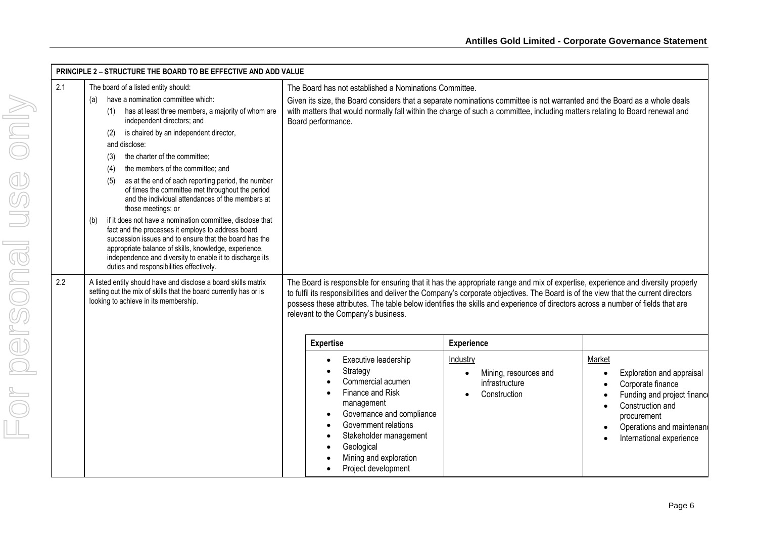| PRINCIPLE 2 – STRUCTURE THE BOARD TO BE EFFECTIVE AND ADD VALUE | | |
|---|---|---|
| 2.1 | The board of a listed entity should:<br>(a) have a nomination committee which:<br>(1) has at least three members, a majority of whom are independent directors; and<br>(2) is chaired by an independent director,<br>and disclose:<br>(3) the charter of the committee;<br>(4) the members of the committee; and<br>(5) as at the end of each reporting period, the number of times the committee met throughout the period and the individual attendances of the members at those meetings; or<br>(b) if it does not have a nomination committee, disclose that fact and the processes it employs to address board succession issues and to ensure that the board has the appropriate balance of skills, knowledge, experience, independence and diversity to enable it to discharge its duties and responsibilities effectively. | The Board has not established a Nominations Committee.<br>Given its size, the Board considers that a separate nominations committee is not warranted and the Board as a whole deals with matters that would normally fall within the charge of such a committee, including matters relating to Board renewal and Board performance. |
| 2.2 | A listed entity should have and disclose a board skills matrix setting out the mix of skills that the board currently has or is looking to achieve in its membership. | The Board is responsible for ensuring that it has the appropriate range and mix of expertise, experience and diversity properly to fulfil its responsibilities and deliver the Company's corporate objectives. The Board is of the view that the current directors possess these attributes. The table below identifies the skills and experience of directors across a number of fields that are relevant to the Company's business. |

| Expertise | Experience | |
|---|---|---|
| • Executive leadership<br>• Strategy<br>• Commercial acumen<br>• Finance and Risk management<br>• Governance and compliance<br>• Government relations<br>• Stakeholder management<br>• Geological<br>• Mining and exploration<br>• Project development | Industry<br>• Mining, resources and infrastructure<br>• Construction | Market<br>• Exploration and appraisal<br>• Corporate finance<br>• Funding and project finance<br>• Construction and procurement<br>• Operations and maintenance<br>• International experience |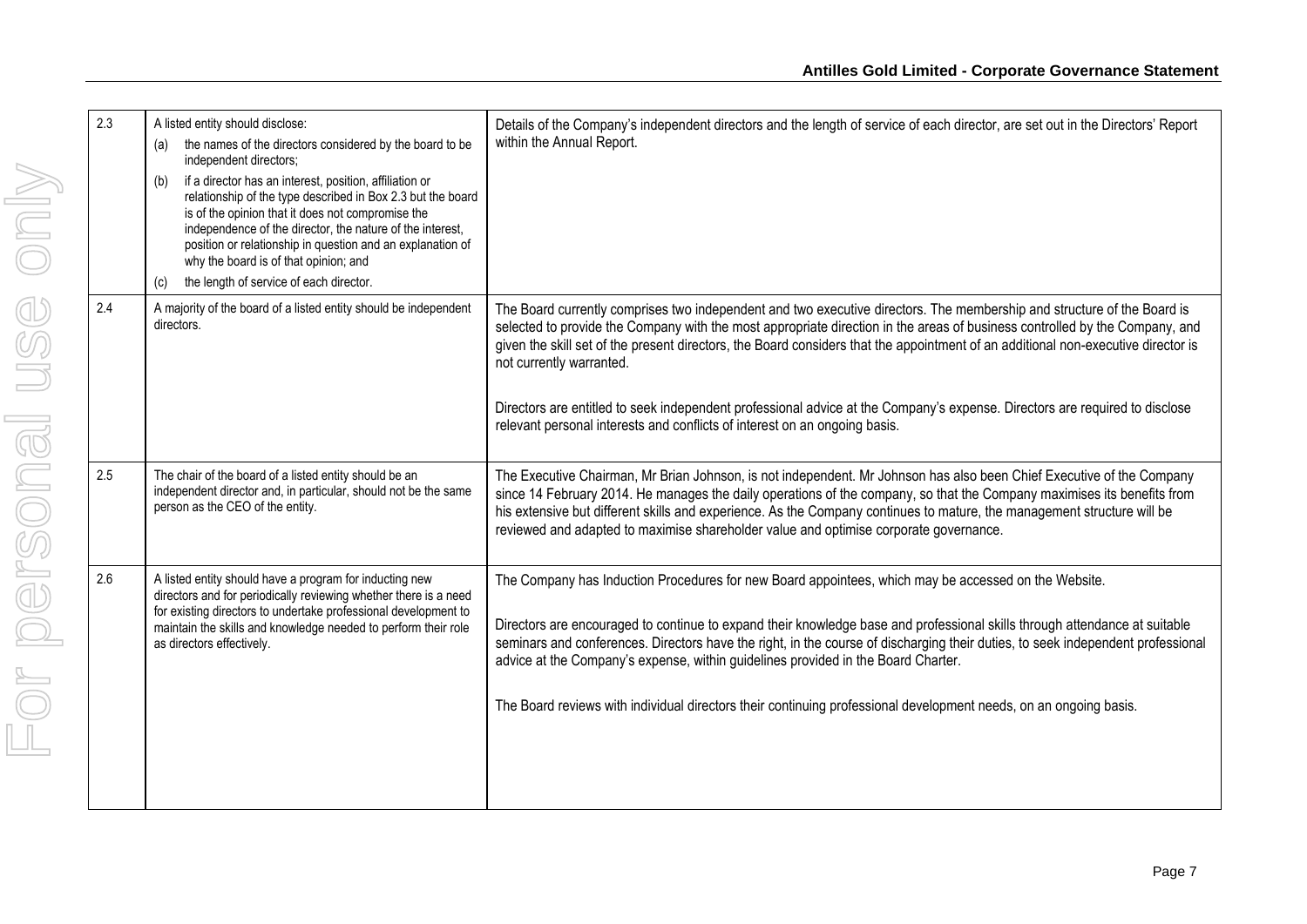| | | |
|---|---|---|
| 2.3 | A listed entity should disclose:<br>(a) the names of the directors considered by the board to be independent directors;<br>(b) if a director has an interest, position, affiliation or relationship of the type described in Box 2.3 but the board is of the opinion that it does not compromise the independence of the director, the nature of the interest, position or relationship in question and an explanation of why the board is of that opinion; and<br>(c) the length of service of each director. | Details of the Company's independent directors and the length of service of each director, are set out in the Directors' Report within the Annual Report. |
| 2.4 | A majority of the board of a listed entity should be independent directors. | The Board currently comprises two independent and two executive directors. The membership and structure of the Board is selected to provide the Company with the most appropriate direction in the areas of business controlled by the Company, and given the skill set of the present directors, the Board considers that the appointment of an additional non-executive director is not currently warranted.<br><br>Directors are entitled to seek independent professional advice at the Company's expense. Directors are required to disclose relevant personal interests and conflicts of interest on an ongoing basis. |
| 2.5 | The chair of the board of a listed entity should be an independent director and, in particular, should not be the same person as the CEO of the entity. | The Executive Chairman, Mr Brian Johnson, is not independent. Mr Johnson has also been Chief Executive of the Company since 14 February 2014. He manages the daily operations of the company, so that the Company maximises its benefits from his extensive but different skills and experience. As the Company continues to mature, the management structure will be reviewed and adapted to maximise shareholder value and optimise corporate governance. |
| 2.6 | A listed entity should have a program for inducting new directors and for periodically reviewing whether there is a need for existing directors to undertake professional development to maintain the skills and knowledge needed to perform their role as directors effectively. | The Company has Induction Procedures for new Board appointees, which may be accessed on the Website.<br><br>Directors are encouraged to continue to expand their knowledge base and professional skills through attendance at suitable seminars and conferences. Directors have the right, in the course of discharging their duties, to seek independent professional advice at the Company's expense, within guidelines provided in the Board Charter.<br><br>The Board reviews with individual directors their continuing professional development needs, on an ongoing basis. |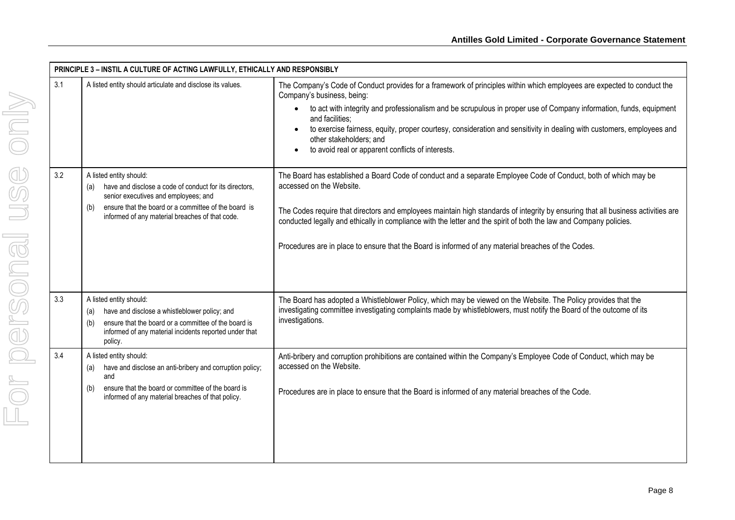| PRINCIPLE 3 – INSTIL A CULTURE OF ACTING LAWFULLY, ETHICALLY AND RESPONSIBLY | | |
|---|---|---|
| 3.1 | A listed entity should articulate and disclose its values. | The Company's Code of Conduct provides for a framework of principles within which employees are expected to conduct the Company's business, being:<br>• to act with integrity and professionalism and be scrupulous in proper use of Company information, funds, equipment and facilities;<br>• to exercise fairness, equity, proper courtesy, consideration and sensitivity in dealing with customers, employees and other stakeholders; and<br>• to avoid real or apparent conflicts of interests. |
| 3.2 | A listed entity should:<br>(a) have and disclose a code of conduct for its directors, senior executives and employees; and<br>(b) ensure that the board or a committee of the board is informed of any material breaches of that code. | The Board has established a Board Code of conduct and a separate Employee Code of Conduct, both of which may be accessed on the Website.<br><br>The Codes require that directors and employees maintain high standards of integrity by ensuring that all business activities are conducted legally and ethically in compliance with the letter and the spirit of both the law and Company policies.<br><br>Procedures are in place to ensure that the Board is informed of any material breaches of the Codes. |
| 3.3 | A listed entity should:<br>(a) have and disclose a whistleblower policy; and<br>(b) ensure that the board or a committee of the board is informed of any material incidents reported under that policy. | The Board has adopted a Whistleblower Policy, which may be viewed on the Website. The Policy provides that the investigating committee investigating complaints made by whistleblowers, must notify the Board of the outcome of its investigations. |
| 3.4 | A listed entity should:<br>(a) have and disclose an anti-bribery and corruption policy; and<br>(b) ensure that the board or committee of the board is informed of any material breaches of that policy. | Anti-bribery and corruption prohibitions are contained within the Company's Employee Code of Conduct, which may be accessed on the Website.<br><br>Procedures are in place to ensure that the Board is informed of any material breaches of the Code. |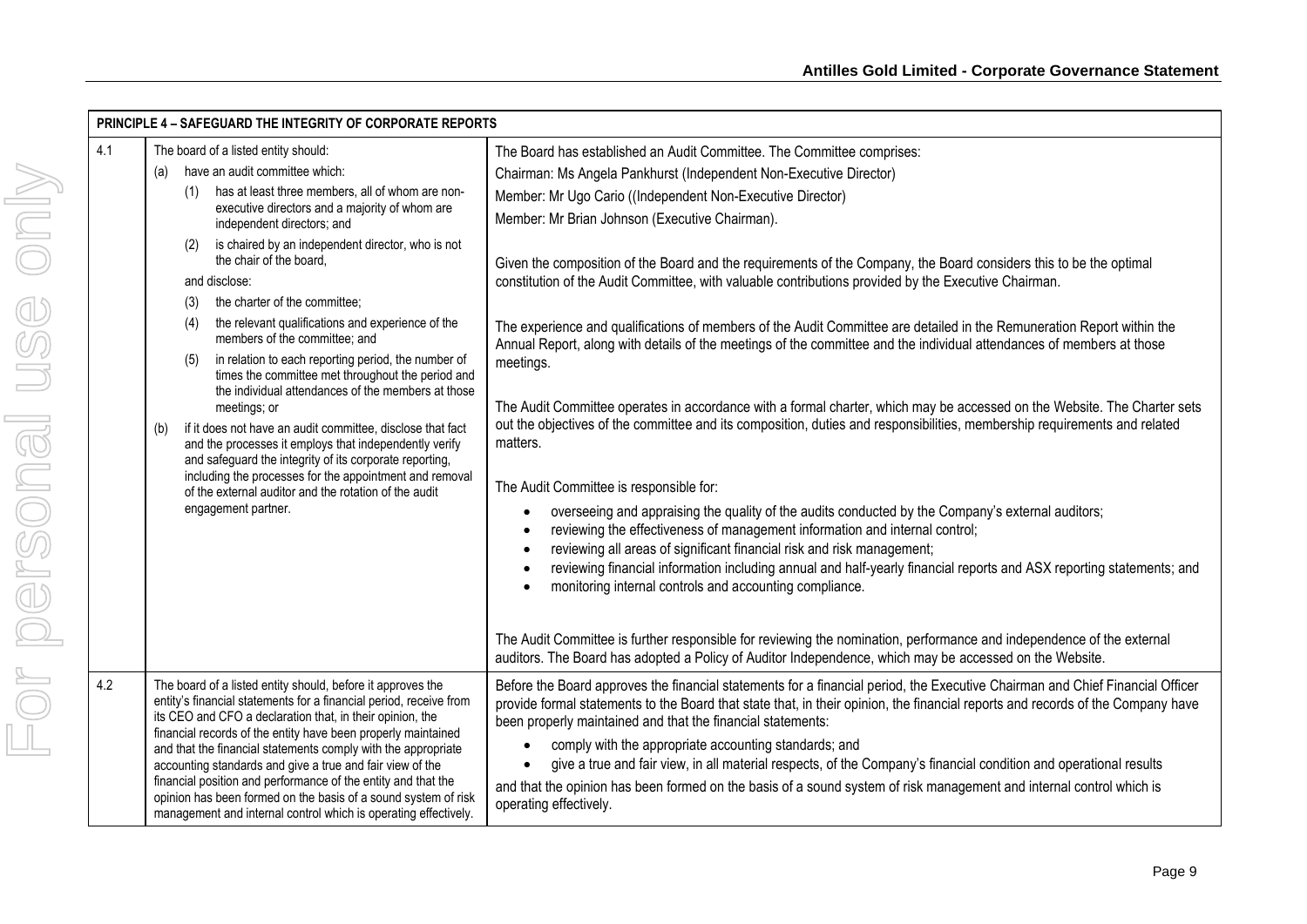| PRINCIPLE 4 – SAFEGUARD THE INTEGRITY OF CORPORATE REPORTS | | |
|---|---|---|
| 4.1 | The board of a listed entity should:<br>(a) have an audit committee which:<br>(1) has at least three members, all of whom are non-executive directors and a majority of whom are independent directors; and<br>(2) is chaired by an independent director, who is not the chair of the board,<br>and disclose:<br>(3) the charter of the committee;<br>(4) the relevant qualifications and experience of the members of the committee; and<br>(5) in relation to each reporting period, the number of times the committee met throughout the period and the individual attendances of the members at those meetings; or<br>(b) if it does not have an audit committee, disclose that fact and the processes it employs that independently verify and safeguard the integrity of its corporate reporting, including the processes for the appointment and removal of the external auditor and the rotation of the audit engagement partner. | The Board has established an Audit Committee. The Committee comprises:<br>Chairman: Ms Angela Pankhurst (Independent Non-Executive Director)<br>Member: Mr Ugo Cario ((Independent Non-Executive Director)<br>Member: Mr Brian Johnson (Executive Chairman).<br><br>Given the composition of the Board and the requirements of the Company, the Board considers this to be the optimal constitution of the Audit Committee, with valuable contributions provided by the Executive Chairman.<br><br>The experience and qualifications of members of the Audit Committee are detailed in the Remuneration Report within the Annual Report, along with details of the meetings of the committee and the individual attendances of members at those meetings.<br><br>The Audit Committee operates in accordance with a formal charter, which may be accessed on the Website. The Charter sets out the objectives of the committee and its composition, duties and responsibilities, membership requirements and related matters.<br><br>The Audit Committee is responsible for:<br>• overseeing and appraising the quality of the audits conducted by the Company's external auditors;<br>• reviewing the effectiveness of management information and internal control;<br>• reviewing all areas of significant financial risk and risk management;<br>• reviewing financial information including annual and half-yearly financial reports and ASX reporting statements; and<br>• monitoring internal controls and accounting compliance.<br><br>The Audit Committee is further responsible for reviewing the nomination, performance and independence of the external auditors. The Board has adopted a Policy of Auditor Independence, which may be accessed on the Website. |
| 4.2 | The board of a listed entity should, before it approves the entity's financial statements for a financial period, receive from its CEO and CFO a declaration that, in their opinion, the financial records of the entity have been properly maintained and that the financial statements comply with the appropriate accounting standards and give a true and fair view of the financial position and performance of the entity and that the opinion has been formed on the basis of a sound system of risk management and internal control which is operating effectively. | Before the Board approves the financial statements for a financial period, the Executive Chairman and Chief Financial Officer provide formal statements to the Board that state that, in their opinion, the financial reports and records of the Company have been properly maintained and that the financial statements:<br>• comply with the appropriate accounting standards; and<br>• give a true and fair view, in all material respects, of the Company's financial condition and operational results<br>and that the opinion has been formed on the basis of a sound system of risk management and internal control which is operating effectively. |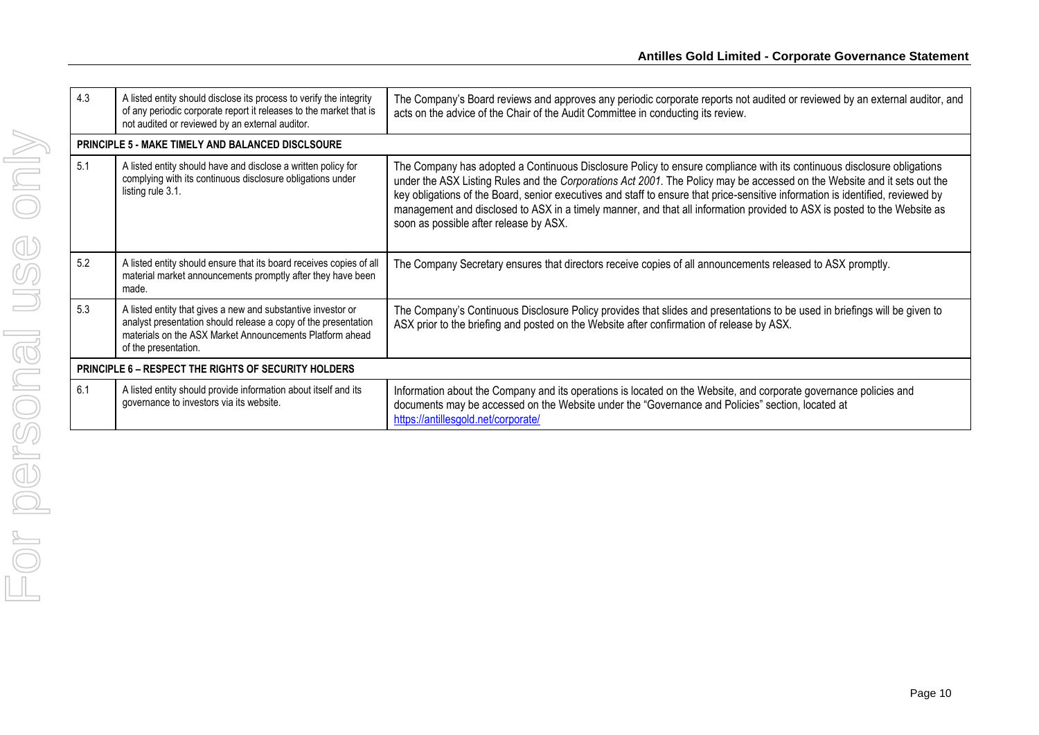| | | |
|---|---|---|
| 4.3 | A listed entity should disclose its process to verify the integrity of any periodic corporate report it releases to the market that is not audited or reviewed by an external auditor. | The Company's Board reviews and approves any periodic corporate reports not audited or reviewed by an external auditor, and acts on the advice of the Chair of the Audit Committee in conducting its review. |
| **PRINCIPLE 5 - MAKE TIMELY AND BALANCED DISCLSOURE** | | |
| 5.1 | A listed entity should have and disclose a written policy for complying with its continuous disclosure obligations under listing rule 3.1. | The Company has adopted a Continuous Disclosure Policy to ensure compliance with its continuous disclosure obligations under the ASX Listing Rules and the *Corporations Act 2001*. The Policy may be accessed on the Website and it sets out the key obligations of the Board, senior executives and staff to ensure that price-sensitive information is identified, reviewed by management and disclosed to ASX in a timely manner, and that all information provided to ASX is posted to the Website as soon as possible after release by ASX. |
| 5.2 | A listed entity should ensure that its board receives copies of all material market announcements promptly after they have been made. | The Company Secretary ensures that directors receive copies of all announcements released to ASX promptly. |
| 5.3 | A listed entity that gives a new and substantive investor or analyst presentation should release a copy of the presentation materials on the ASX Market Announcements Platform ahead of the presentation. | The Company's Continuous Disclosure Policy provides that slides and presentations to be used in briefings will be given to ASX prior to the briefing and posted on the Website after confirmation of release by ASX. |
| **PRINCIPLE 6 – RESPECT THE RIGHTS OF SECURITY HOLDERS** | | |
| 6.1 | A listed entity should provide information about itself and its governance to investors via its website. | Information about the Company and its operations is located on the Website, and corporate governance policies and documents may be accessed on the Website under the "Governance and Policies" section, located at https://antillesgold.net/corporate/ |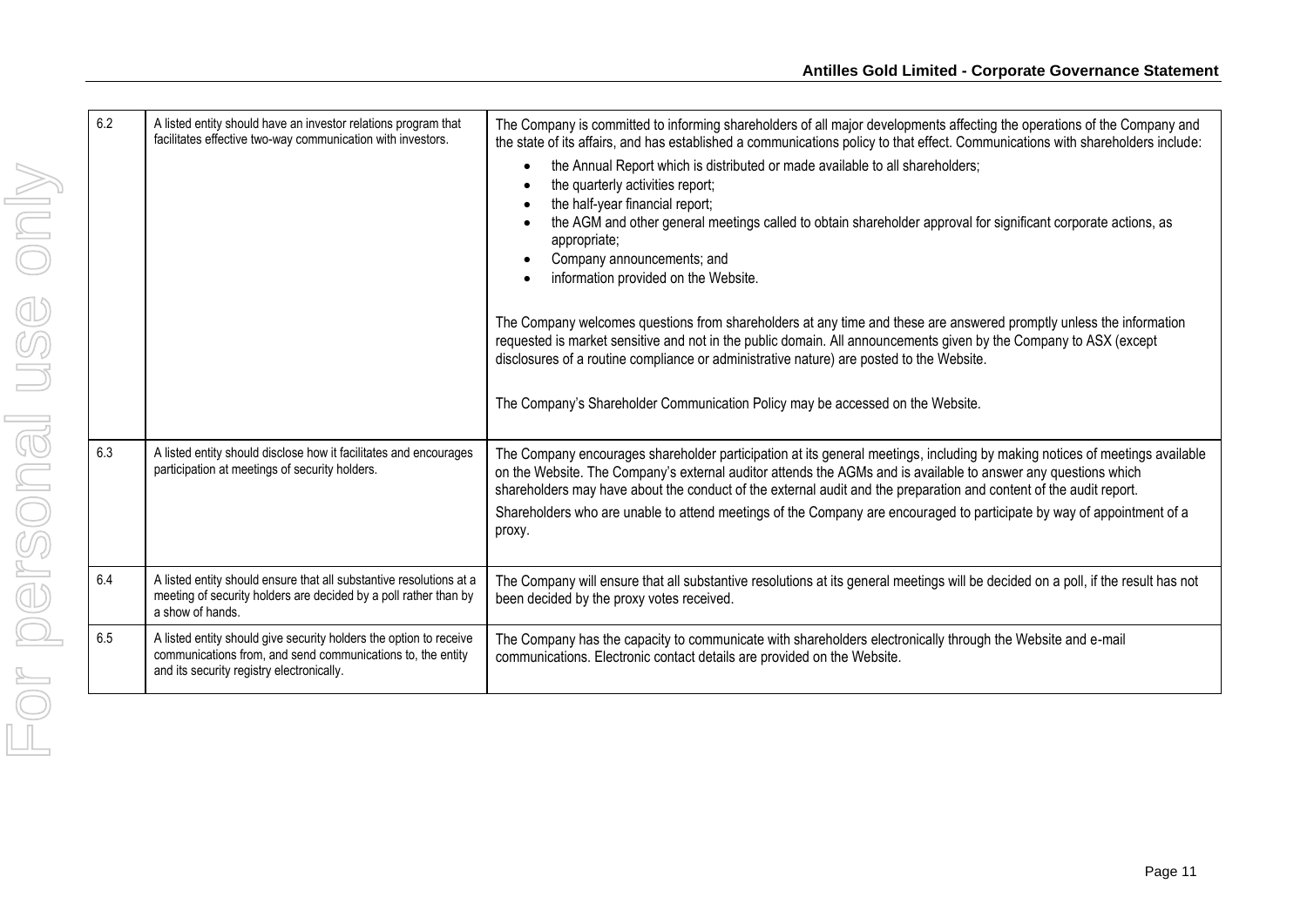| | | |
|---|---|---|
| 6.2 | A listed entity should have an investor relations program that facilitates effective two-way communication with investors. | The Company is committed to informing shareholders of all major developments affecting the operations of the Company and the state of its affairs, and has established a communications policy to that effect. Communications with shareholders include:<br>• the Annual Report which is distributed or made available to all shareholders;<br>• the quarterly activities report;<br>• the half-year financial report;<br>• the AGM and other general meetings called to obtain shareholder approval for significant corporate actions, as appropriate;<br>• Company announcements; and<br>• information provided on the Website.<br><br>The Company welcomes questions from shareholders at any time and these are answered promptly unless the information requested is market sensitive and not in the public domain. All announcements given by the Company to ASX (except disclosures of a routine compliance or administrative nature) are posted to the Website.<br><br>The Company's Shareholder Communication Policy may be accessed on the Website. |
| 6.3 | A listed entity should disclose how it facilitates and encourages participation at meetings of security holders. | The Company encourages shareholder participation at its general meetings, including by making notices of meetings available on the Website. The Company's external auditor attends the AGMs and is available to answer any questions which shareholders may have about the conduct of the external audit and the preparation and content of the audit report.<br>Shareholders who are unable to attend meetings of the Company are encouraged to participate by way of appointment of a proxy. |
| 6.4 | A listed entity should ensure that all substantive resolutions at a meeting of security holders are decided by a poll rather than by a show of hands. | The Company will ensure that all substantive resolutions at its general meetings will be decided on a poll, if the result has not been decided by the proxy votes received. |
| 6.5 | A listed entity should give security holders the option to receive communications from, and send communications to, the entity and its security registry electronically. | The Company has the capacity to communicate with shareholders electronically through the Website and e-mail communications. Electronic contact details are provided on the Website. |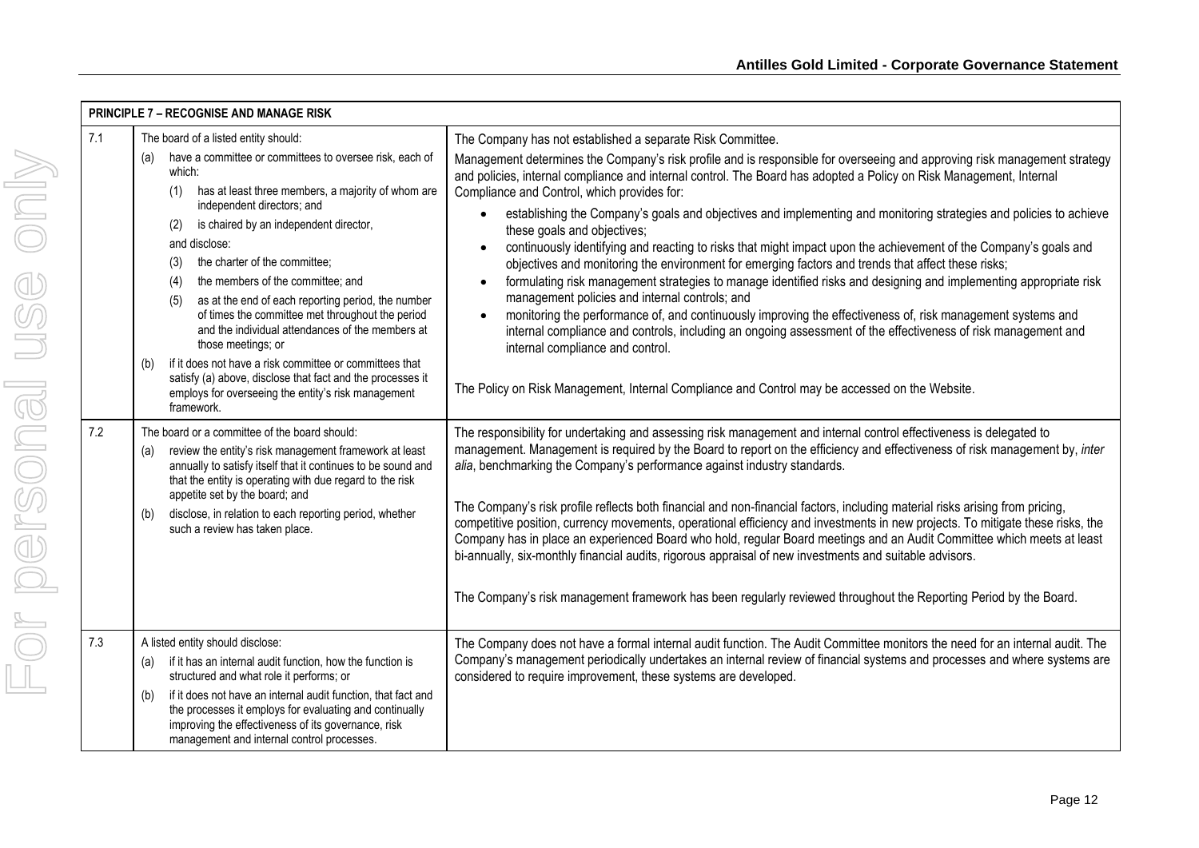| PRINCIPLE 7 – RECOGNISE AND MANAGE RISK | | |
|---|---|---|
| 7.1 | The board of a listed entity should:<br>(a) have a committee or committees to oversee risk, each of which:<br>(1) has at least three members, a majority of whom are independent directors; and<br>(2) is chaired by an independent director,<br>and disclose:<br>(3) the charter of the committee;<br>(4) the members of the committee; and<br>(5) as at the end of each reporting period, the number of times the committee met throughout the period and the individual attendances of the members at those meetings; or<br>(b) if it does not have a risk committee or committees that satisfy (a) above, disclose that fact and the processes it employs for overseeing the entity's risk management framework. | The Company has not established a separate Risk Committee.<br>Management determines the Company's risk profile and is responsible for overseeing and approving risk management strategy and policies, internal compliance and internal control. The Board has adopted a Policy on Risk Management, Internal Compliance and Control, which provides for:<br>• establishing the Company's goals and objectives and implementing and monitoring strategies and policies to achieve these goals and objectives;<br>• continuously identifying and reacting to risks that might impact upon the achievement of the Company's goals and objectives and monitoring the environment for emerging factors and trends that affect these risks;<br>• formulating risk management strategies to manage identified risks and designing and implementing appropriate risk management policies and internal controls; and<br>• monitoring the performance of, and continuously improving the effectiveness of, risk management systems and internal compliance and controls, including an ongoing assessment of the effectiveness of risk management and internal compliance and control.<br><br>The Policy on Risk Management, Internal Compliance and Control may be accessed on the Website. |
| 7.2 | The board or a committee of the board should:<br>(a) review the entity's risk management framework at least annually to satisfy itself that it continues to be sound and that the entity is operating with due regard to the risk appetite set by the board; and<br>(b) disclose, in relation to each reporting period, whether such a review has taken place. | The responsibility for undertaking and assessing risk management and internal control effectiveness is delegated to management. Management is required by the Board to report on the efficiency and effectiveness of risk management by, *inter alia*, benchmarking the Company's performance against industry standards.<br><br>The Company's risk profile reflects both financial and non-financial factors, including material risks arising from pricing, competitive position, currency movements, operational efficiency and investments in new projects. To mitigate these risks, the Company has in place an experienced Board who hold, regular Board meetings and an Audit Committee which meets at least bi-annually, six-monthly financial audits, rigorous appraisal of new investments and suitable advisors.<br><br>The Company's risk management framework has been regularly reviewed throughout the Reporting Period by the Board. |
| 7.3 | A listed entity should disclose:<br>(a) if it has an internal audit function, how the function is structured and what role it performs; or<br>(b) if it does not have an internal audit function, that fact and the processes it employs for evaluating and continually improving the effectiveness of its governance, risk management and internal control processes. | The Company does not have a formal internal audit function. The Audit Committee monitors the need for an internal audit. The Company's management periodically undertakes an internal review of financial systems and processes and where systems are considered to require improvement, these systems are developed. |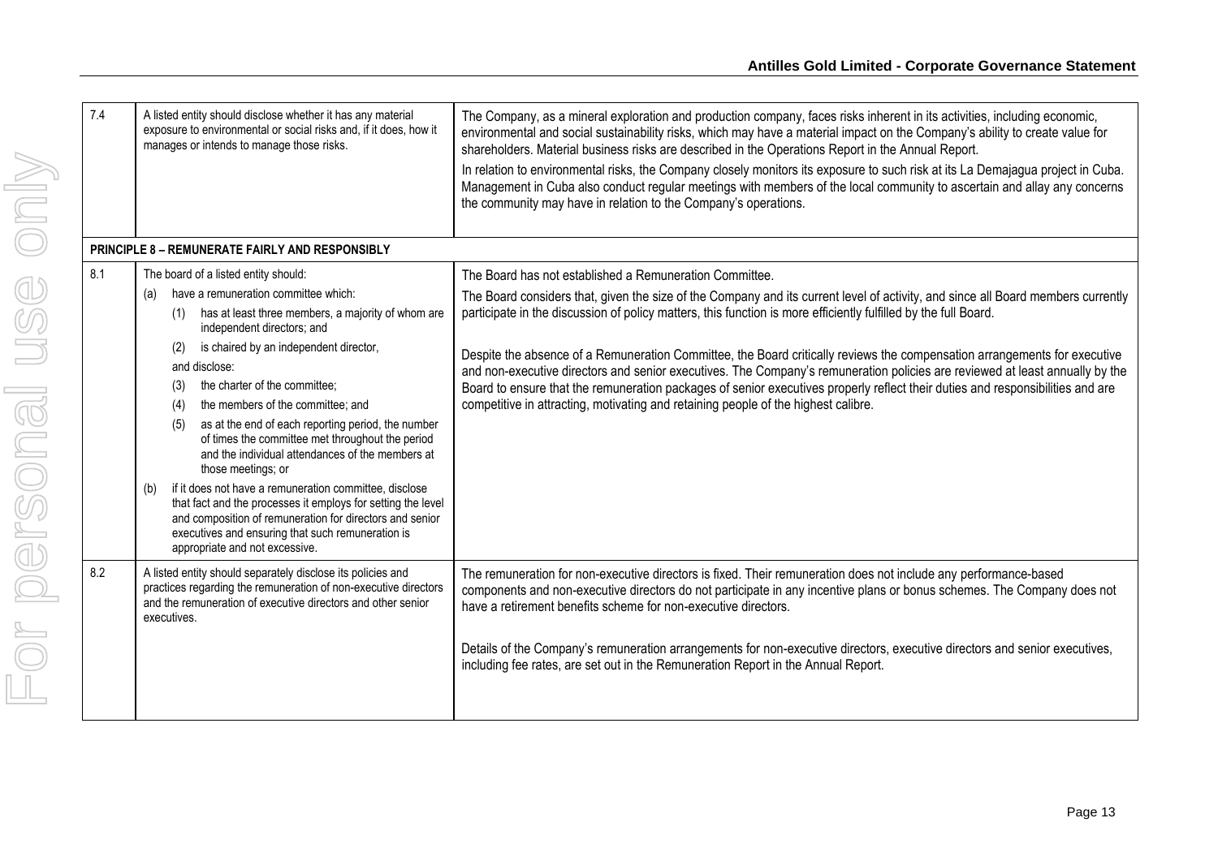| | | |
|---|---|---|
| 7.4 | A listed entity should disclose whether it has any material exposure to environmental or social risks and, if it does, how it manages or intends to manage those risks. | The Company, as a mineral exploration and production company, faces risks inherent in its activities, including economic, environmental and social sustainability risks, which may have a material impact on the Company's ability to create value for shareholders. Material business risks are described in the Operations Report in the Annual Report.<br><br>In relation to environmental risks, the Company closely monitors its exposure to such risk at its La Demajagua project in Cuba. Management in Cuba also conduct regular meetings with members of the local community to ascertain and allay any concerns the community may have in relation to the Company's operations. |
| **PRINCIPLE 8 – REMUNERATE FAIRLY AND RESPONSIBLY** | | |
| 8.1 | The board of a listed entity should:<br>(a) have a remuneration committee which:<br>(1) has at least three members, a majority of whom are independent directors; and<br>(2) is chaired by an independent director,<br>and disclose:<br>(3) the charter of the committee;<br>(4) the members of the committee; and<br>(5) as at the end of each reporting period, the number of times the committee met throughout the period and the individual attendances of the members at those meetings; or<br>(b) if it does not have a remuneration committee, disclose that fact and the processes it employs for setting the level and composition of remuneration for directors and senior executives and ensuring that such remuneration is appropriate and not excessive. | The Board has not established a Remuneration Committee.<br><br>The Board considers that, given the size of the Company and its current level of activity, and since all Board members currently participate in the discussion of policy matters, this function is more efficiently fulfilled by the full Board.<br><br>Despite the absence of a Remuneration Committee, the Board critically reviews the compensation arrangements for executive and non-executive directors and senior executives. The Company's remuneration policies are reviewed at least annually by the Board to ensure that the remuneration packages of senior executives properly reflect their duties and responsibilities and are competitive in attracting, motivating and retaining people of the highest calibre. |
| 8.2 | A listed entity should separately disclose its policies and practices regarding the remuneration of non-executive directors and the remuneration of executive directors and other senior executives. | The remuneration for non-executive directors is fixed. Their remuneration does not include any performance-based components and non-executive directors do not participate in any incentive plans or bonus schemes. The Company does not have a retirement benefits scheme for non-executive directors.<br><br>Details of the Company's remuneration arrangements for non-executive directors, executive directors and senior executives, including fee rates, are set out in the Remuneration Report in the Annual Report. |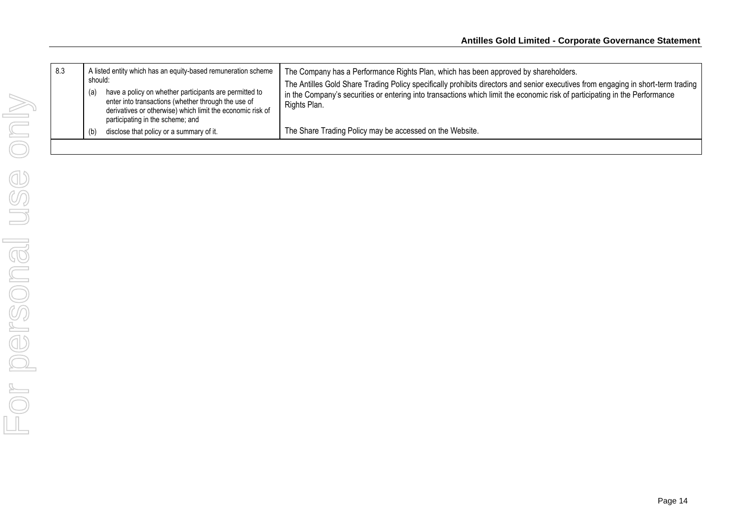| | | |
|---|---|---|
| 8.3 | A listed entity which has an equity-based remuneration scheme should:<br>(a) have a policy on whether participants are permitted to enter into transactions (whether through the use of derivatives or otherwise) which limit the economic risk of participating in the scheme; and<br>(b) disclose that policy or a summary of it. | The Company has a Performance Rights Plan, which has been approved by shareholders.<br>The Antilles Gold Share Trading Policy specifically prohibits directors and senior executives from engaging in short-term trading in the Company's securities or entering into transactions which limit the economic risk of participating in the Performance Rights Plan.<br>The Share Trading Policy may be accessed on the Website. |